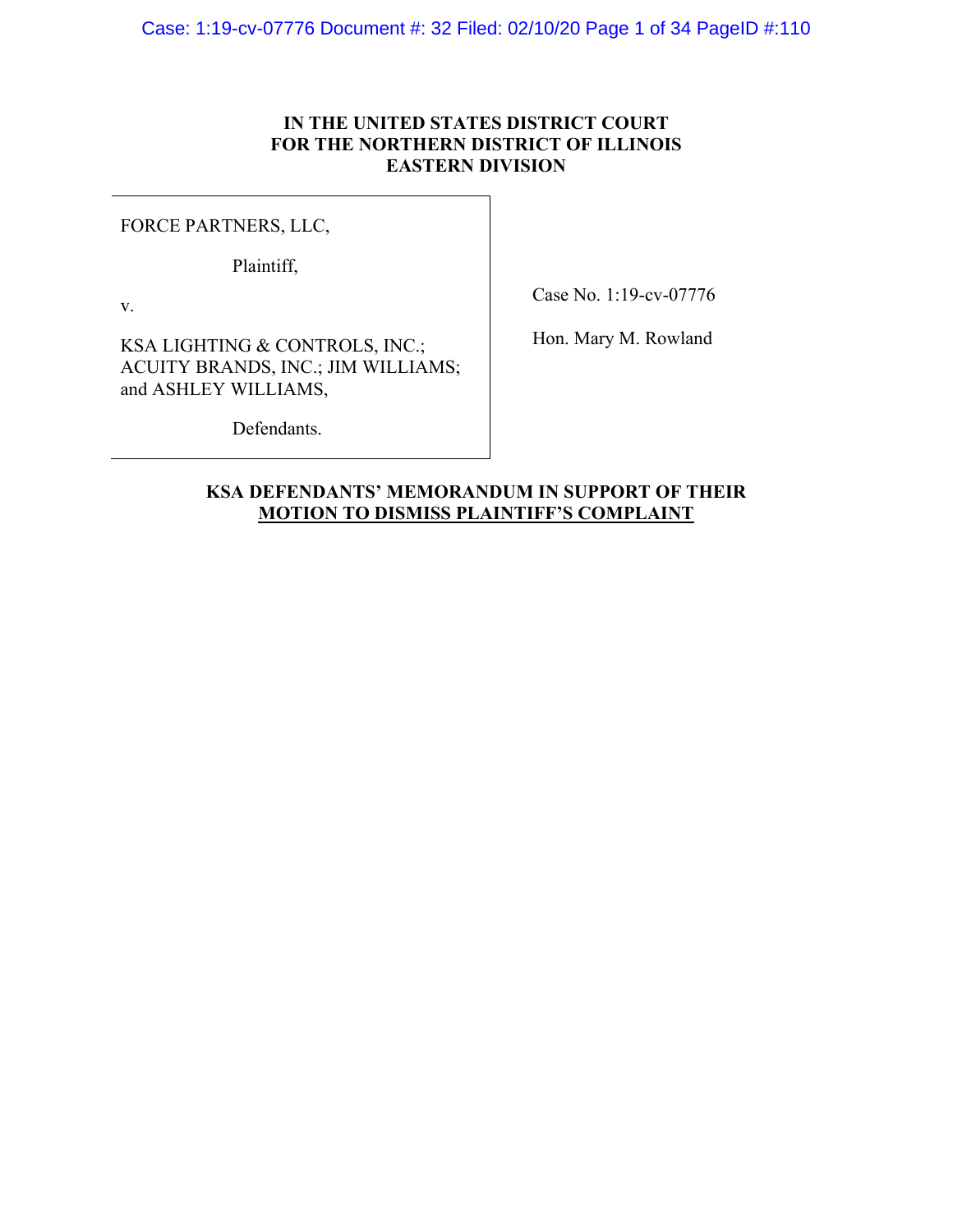**IN THE UNITED STATES DISTRICT COURT**
**FOR THE NORTHERN DISTRICT OF ILLINOIS**
**EASTERN DIVISION**

| | |
|---|---|
| FORCE PARTNERS, LLC,<br><br>Plaintiff,<br><br>v.<br><br>KSA LIGHTING & CONTROLS, INC.; ACUITY BRANDS, INC.; JIM WILLIAMS; and ASHLEY WILLIAMS,<br><br>Defendants. | Case No. 1:19-cv-07776<br><br>Hon. Mary M. Rowland |

**KSA DEFENDANTS' MEMORANDUM IN SUPPORT OF THEIR MOTION TO DISMISS PLAINTIFF'S COMPLAINT**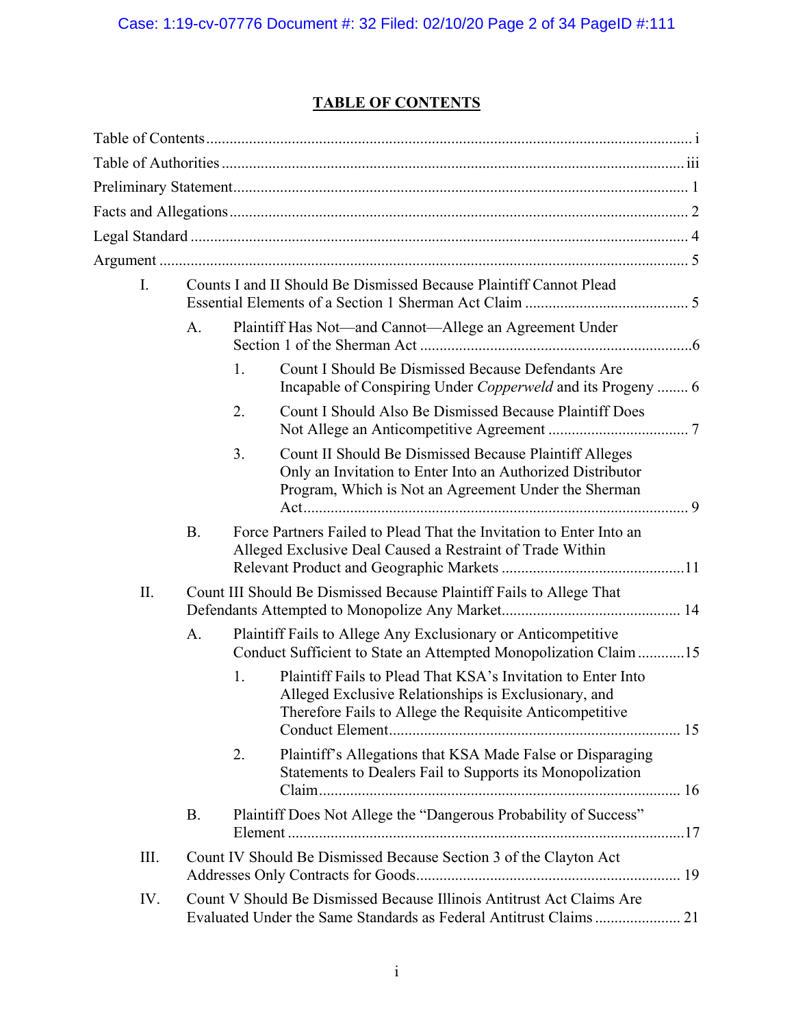# TABLE OF CONTENTS

Table of Contents ........................................................................................................... i

Table of Authorities ....................................................................................................... iii

Preliminary Statement ..................................................................................................... 1

Facts and Allegations ...................................................................................................... 2

Legal Standard ................................................................................................................ 4

Argument ........................................................................................................................ 5

- I. Counts I and II Should Be Dismissed Because Plaintiff Cannot Plead Essential Elements of a Section 1 Sherman Act Claim ........................................... 5
  - A. Plaintiff Has Not—and Cannot—Allege an Agreement Under Section 1 of the Sherman Act ....................................................................... 6
    - 1. Count I Should Be Dismissed Because Defendants Are Incapable of Conspiring Under *Copperweld* and its Progeny ........ 6
    - 2. Count I Should Also Be Dismissed Because Plaintiff Does Not Allege an Anticompetitive Agreement .................................... 7
    - 3. Count II Should Be Dismissed Because Plaintiff Alleges Only an Invitation to Enter Into an Authorized Distributor Program, Which is Not an Agreement Under the Sherman Act ................................................................................................... 9
  - B. Force Partners Failed to Plead That the Invitation to Enter Into an Alleged Exclusive Deal Caused a Restraint of Trade Within Relevant Product and Geographic Markets ................................................11
- II. Count III Should Be Dismissed Because Plaintiff Fails to Allege That Defendants Attempted to Monopolize Any Market............................................. 14
  - A. Plaintiff Fails to Allege Any Exclusionary or Anticompetitive Conduct Sufficient to State an Attempted Monopolization Claim ............15
    - 1. Plaintiff Fails to Plead That KSA's Invitation to Enter Into Alleged Exclusive Relationships is Exclusionary, and Therefore Fails to Allege the Requisite Anticompetitive Conduct Element........................................................................... 15
    - 2. Plaintiff's Allegations that KSA Made False or Disparaging Statements to Dealers Fail to Supports its Monopolization Claim............................................................................................ 16
  - B. Plaintiff Does Not Allege the "Dangerous Probability of Success" Element .....................................................................................................17
- III. Count IV Should Be Dismissed Because Section 3 of the Clayton Act Addresses Only Contracts for Goods................................................................... 19
- IV. Count V Should Be Dismissed Because Illinois Antitrust Act Claims Are Evaluated Under the Same Standards as Federal Antitrust Claims ...................... 21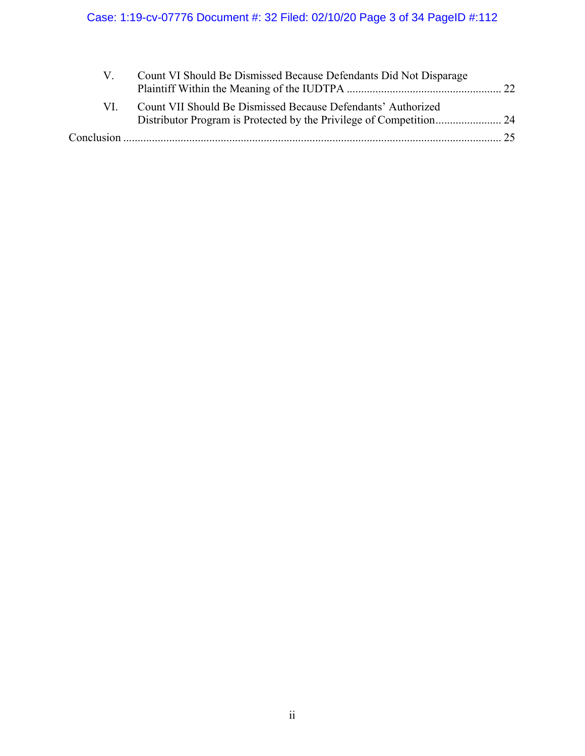V. Count VI Should Be Dismissed Because Defendants Did Not Disparage Plaintiff Within the Meaning of the IUDTPA ...................................................... 22

VI. Count VII Should Be Dismissed Because Defendants' Authorized Distributor Program is Protected by the Privilege of Competition....................... 24

Conclusion ................................................................................................................... 25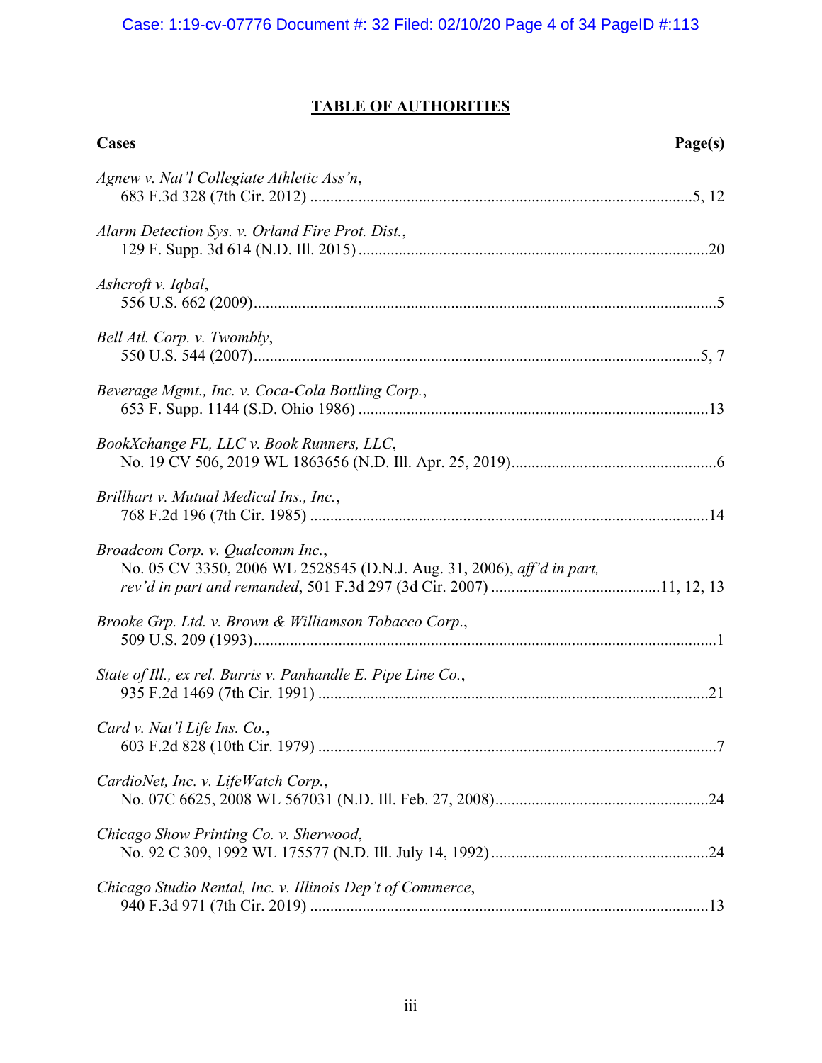## TABLE OF AUTHORITIES

**Cases** **Page(s)**

*Agnew v. Nat'l Collegiate Athletic Ass'n*,
683 F.3d 328 (7th Cir. 2012) ....................................5, 12

*Alarm Detection Sys. v. Orland Fire Prot. Dist.*,
129 F. Supp. 3d 614 (N.D. Ill. 2015) ....................................20

*Ashcroft v. Iqbal*,
556 U.S. 662 (2009) ....................................5

*Bell Atl. Corp. v. Twombly*,
550 U.S. 544 (2007) ....................................5, 7

*Beverage Mgmt., Inc. v. Coca-Cola Bottling Corp.*,
653 F. Supp. 1144 (S.D. Ohio 1986) ....................................13

*BookXchange FL, LLC v. Book Runners, LLC*,
No. 19 CV 506, 2019 WL 1863656 (N.D. Ill. Apr. 25, 2019) ....................................6

*Brillhart v. Mutual Medical Ins., Inc.*,
768 F.2d 196 (7th Cir. 1985) ....................................14

*Broadcom Corp. v. Qualcomm Inc.*,
No. 05 CV 3350, 2006 WL 2528545 (D.N.J. Aug. 31, 2006), *aff'd in part, rev'd in part and remanded*, 501 F.3d 297 (3d Cir. 2007) ....................................11, 12, 13

*Brooke Grp. Ltd. v. Brown & Williamson Tobacco Corp*.,
509 U.S. 209 (1993) ....................................1

*State of Ill., ex rel. Burris v. Panhandle E. Pipe Line Co.*,
935 F.2d 1469 (7th Cir. 1991) ....................................21

*Card v. Nat'l Life Ins. Co.*,
603 F.2d 828 (10th Cir. 1979) ....................................7

*CardioNet, Inc. v. LifeWatch Corp.*,
No. 07C 6625, 2008 WL 567031 (N.D. Ill. Feb. 27, 2008) ....................................24

*Chicago Show Printing Co. v. Sherwood*,
No. 92 C 309, 1992 WL 175577 (N.D. Ill. July 14, 1992) ....................................24

*Chicago Studio Rental, Inc. v. Illinois Dep't of Commerce*,
940 F.3d 971 (7th Cir. 2019) ....................................13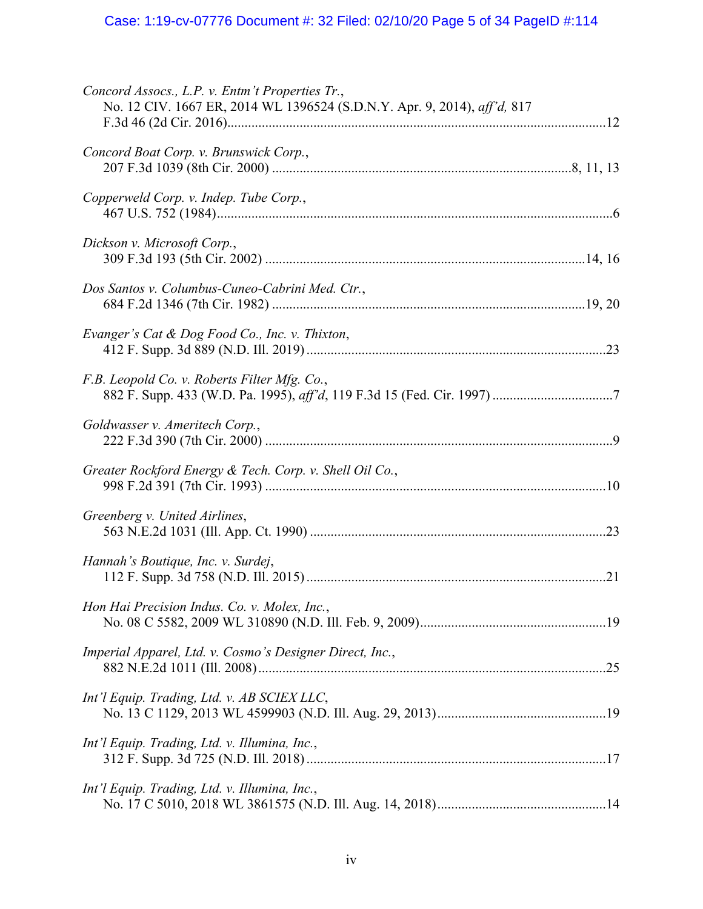*Concord Assocs., L.P. v. Entm't Properties Tr.*,
No. 12 CIV. 1667 ER, 2014 WL 1396524 (S.D.N.Y. Apr. 9, 2014), *aff'd,* 817 F.3d 46 (2d Cir. 2016)....................12

*Concord Boat Corp. v. Brunswick Corp.*,
207 F.3d 1039 (8th Cir. 2000)....................8, 11, 13

*Copperweld Corp. v. Indep. Tube Corp.*,
467 U.S. 752 (1984)....................6

*Dickson v. Microsoft Corp.*,
309 F.3d 193 (5th Cir. 2002)....................14, 16

*Dos Santos v. Columbus-Cuneo-Cabrini Med. Ctr.*,
684 F.2d 1346 (7th Cir. 1982)....................19, 20

*Evanger's Cat & Dog Food Co., Inc. v. Thixton*,
412 F. Supp. 3d 889 (N.D. Ill. 2019)....................23

*F.B. Leopold Co. v. Roberts Filter Mfg. Co.*,
882 F. Supp. 433 (W.D. Pa. 1995), *aff'd*, 119 F.3d 15 (Fed. Cir. 1997)....................7

*Goldwasser v. Ameritech Corp.*,
222 F.3d 390 (7th Cir. 2000)....................9

*Greater Rockford Energy & Tech. Corp. v. Shell Oil Co.*,
998 F.2d 391 (7th Cir. 1993)....................10

*Greenberg v. United Airlines*,
563 N.E.2d 1031 (Ill. App. Ct. 1990)....................23

*Hannah's Boutique, Inc. v. Surdej*,
112 F. Supp. 3d 758 (N.D. Ill. 2015)....................21

*Hon Hai Precision Indus. Co. v. Molex, Inc.*,
No. 08 C 5582, 2009 WL 310890 (N.D. Ill. Feb. 9, 2009)....................19

*Imperial Apparel, Ltd. v. Cosmo's Designer Direct, Inc.*,
882 N.E.2d 1011 (Ill. 2008)....................25

*Int'l Equip. Trading, Ltd. v. AB SCIEX LLC*,
No. 13 C 1129, 2013 WL 4599903 (N.D. Ill. Aug. 29, 2013)....................19

*Int'l Equip. Trading, Ltd. v. Illumina, Inc.*,
312 F. Supp. 3d 725 (N.D. Ill. 2018)....................17

*Int'l Equip. Trading, Ltd. v. Illumina, Inc.*,
No. 17 C 5010, 2018 WL 3861575 (N.D. Ill. Aug. 14, 2018)....................14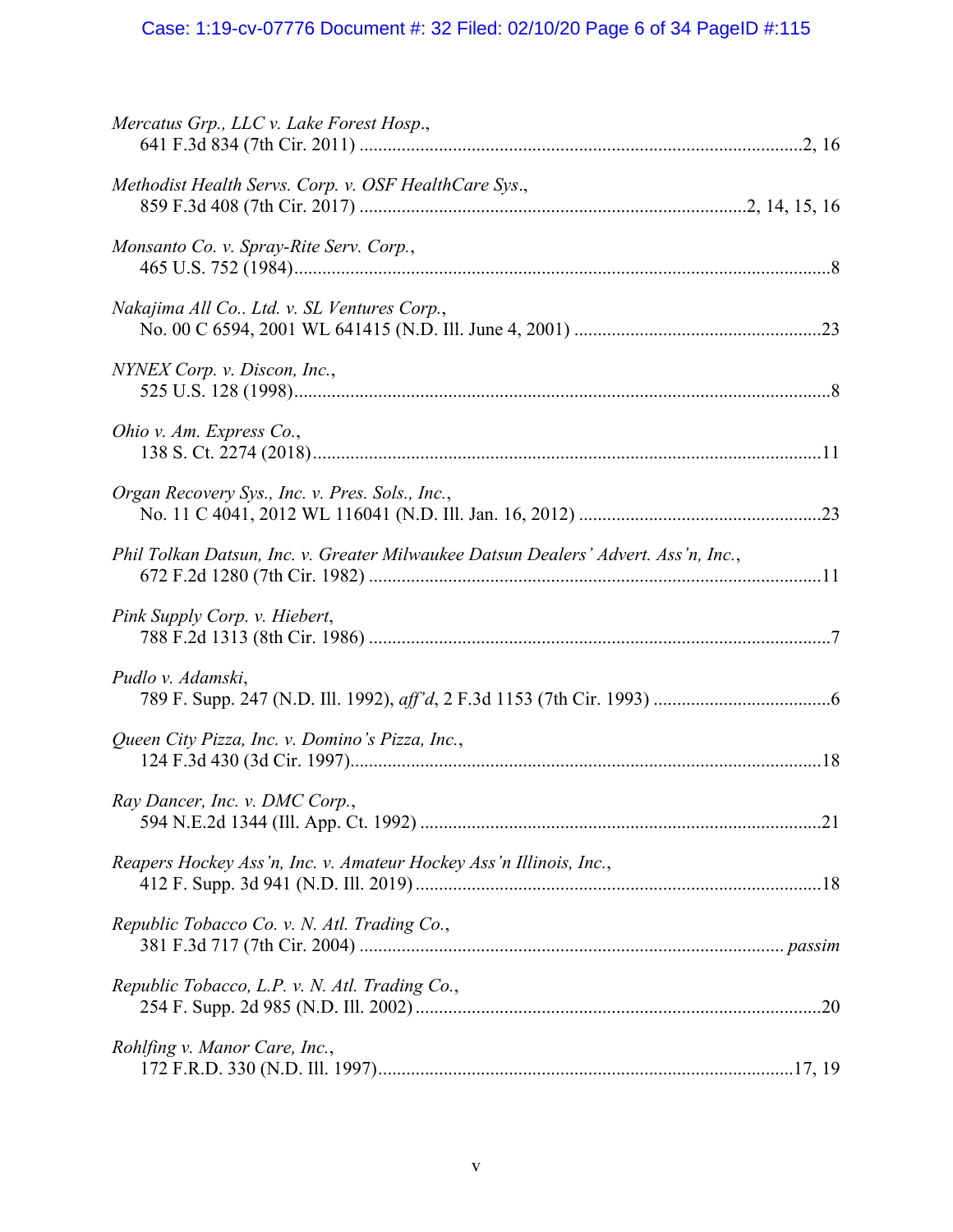*Mercatus Grp., LLC v. Lake Forest Hosp.*,
641 F.3d 834 (7th Cir. 2011) ....................................................................................................2, 16

*Methodist Health Servs. Corp. v. OSF HealthCare Sys*.,
859 F.3d 408 (7th Cir. 2017) ...................................................................................2, 14, 15, 16

*Monsanto Co. v. Spray-Rite Serv. Corp.*,
465 U.S. 752 (1984).......................................................................................................................8

*Nakajima All Co.. Ltd. v. SL Ventures Corp.*,
No. 00 C 6594, 2001 WL 641415 (N.D. Ill. June 4, 2001) .....................................................23

*NYNEX Corp. v. Discon, Inc.*,
525 U.S. 128 (1998).......................................................................................................................8

*Ohio v. Am. Express Co.*,
138 S. Ct. 2274 (2018).................................................................................................................11

*Organ Recovery Sys., Inc. v. Pres. Sols., Inc.*,
No. 11 C 4041, 2012 WL 116041 (N.D. Ill. Jan. 16, 2012) ....................................................23

*Phil Tolkan Datsun, Inc. v. Greater Milwaukee Datsun Dealers' Advert. Ass'n, Inc.*,
672 F.2d 1280 (7th Cir. 1982) ....................................................................................................11

*Pink Supply Corp. v. Hiebert*,
788 F.2d 1313 (8th Cir. 1986) ......................................................................................................7

*Pudlo v. Adamski*,
789 F. Supp. 247 (N.D. Ill. 1992), *aff'd*, 2 F.3d 1153 (7th Cir. 1993) ......................................6

*Queen City Pizza, Inc. v. Domino's Pizza, Inc.*,
124 F.3d 430 (3d Cir. 1997).........................................................................................................18

*Ray Dancer, Inc. v. DMC Corp.*,
594 N.E.2d 1344 (Ill. App. Ct. 1992) ..........................................................................................21

*Reapers Hockey Ass'n, Inc. v. Amateur Hockey Ass'n Illinois, Inc.*,
412 F. Supp. 3d 941 (N.D. Ill. 2019)...........................................................................................18

*Republic Tobacco Co. v. N. Atl. Trading Co.*,
381 F.3d 717 (7th Cir. 2004) ........................................................................................... *passim*

*Republic Tobacco, L.P. v. N. Atl. Trading Co.*,
254 F. Supp. 2d 985 (N.D. Ill. 2002) ...........................................................................................20

*Rohlfing v. Manor Care, Inc.*,
172 F.R.D. 330 (N.D. Ill. 1997)..............................................................................................17, 19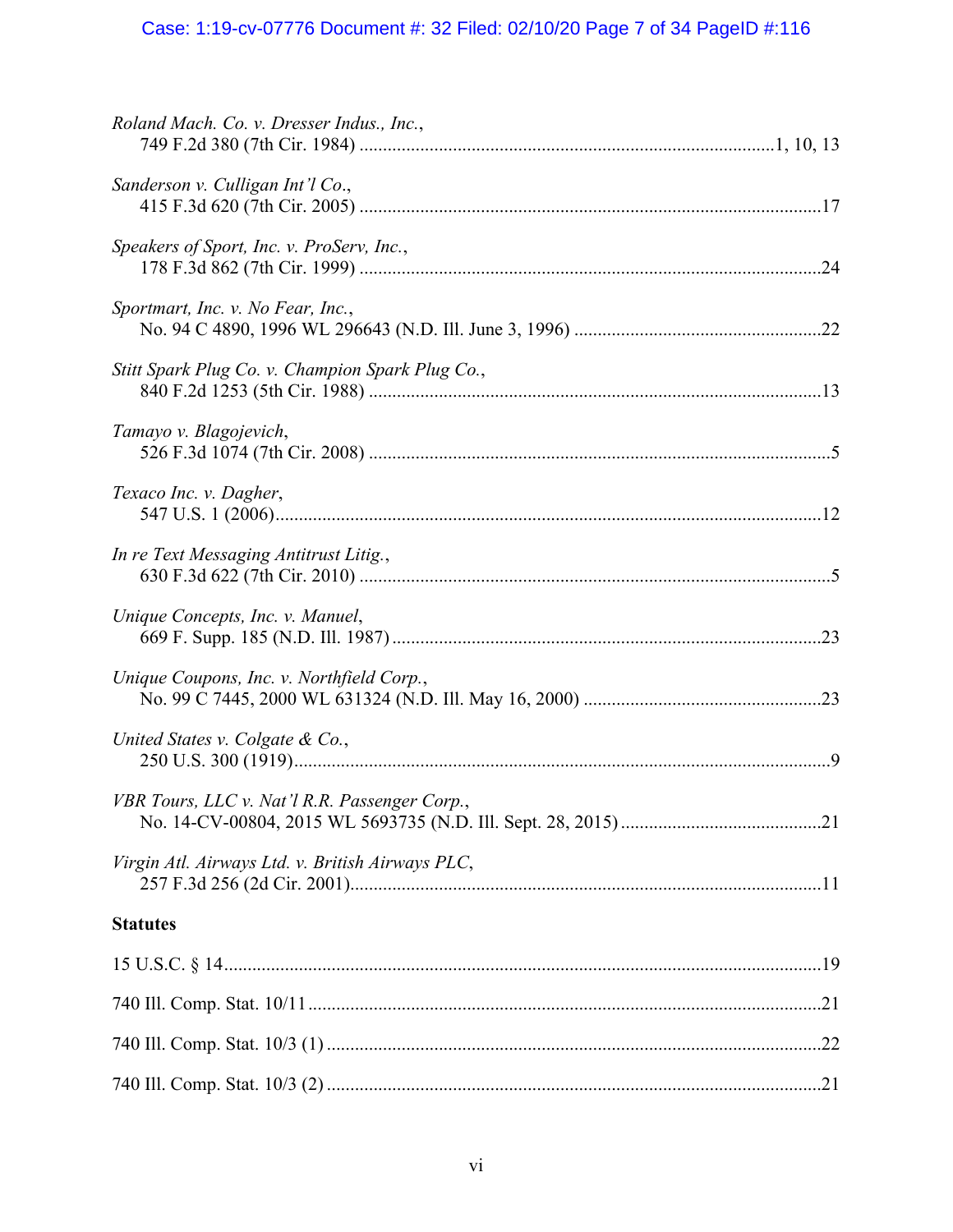*Roland Mach. Co. v. Dresser Indus., Inc.*,
749 F.2d 380 (7th Cir. 1984) ....................................................................................1, 10, 13

*Sanderson v. Culligan Int'l Co*.,
415 F.3d 620 (7th Cir. 2005) ...................................................................................................17

*Speakers of Sport, Inc. v. ProServ, Inc.*,
178 F.3d 862 (7th Cir. 1999) ...................................................................................................24

*Sportmart, Inc. v. No Fear, Inc.*,
No. 94 C 4890, 1996 WL 296643 (N.D. Ill. June 3, 1996) .....................................................22

*Stitt Spark Plug Co. v. Champion Spark Plug Co.*,
840 F.2d 1253 (5th Cir. 1988) .................................................................................................13

*Tamayo v. Blagojevich*,
526 F.3d 1074 (7th Cir. 2008) ...................................................................................................5

*Texaco Inc. v. Dagher*,
547 U.S. 1 (2006)....................................................................................................................12

*In re Text Messaging Antitrust Litig.*,
630 F.3d 622 (7th Cir. 2010) .....................................................................................................5

*Unique Concepts, Inc. v. Manuel*,
669 F. Supp. 185 (N.D. Ill. 1987) ............................................................................................23

*Unique Coupons, Inc. v. Northfield Corp.*,
No. 99 C 7445, 2000 WL 631324 (N.D. Ill. May 16, 2000) ...................................................23

*United States v. Colgate & Co.*,
250 U.S. 300 (1919)...................................................................................................................9

*VBR Tours, LLC v. Nat'l R.R. Passenger Corp.*,
No. 14-CV-00804, 2015 WL 5693735 (N.D. Ill. Sept. 28, 2015) ...........................................21

*Virgin Atl. Airways Ltd. v. British Airways PLC*,
257 F.3d 256 (2d Cir. 2001).....................................................................................................11

**Statutes**

15 U.S.C. § 14...............................................................................................................................19

740 Ill. Comp. Stat. 10/11 .............................................................................................................21

740 Ill. Comp. Stat. 10/3 (1) .........................................................................................................22

740 Ill. Comp. Stat. 10/3 (2) .........................................................................................................21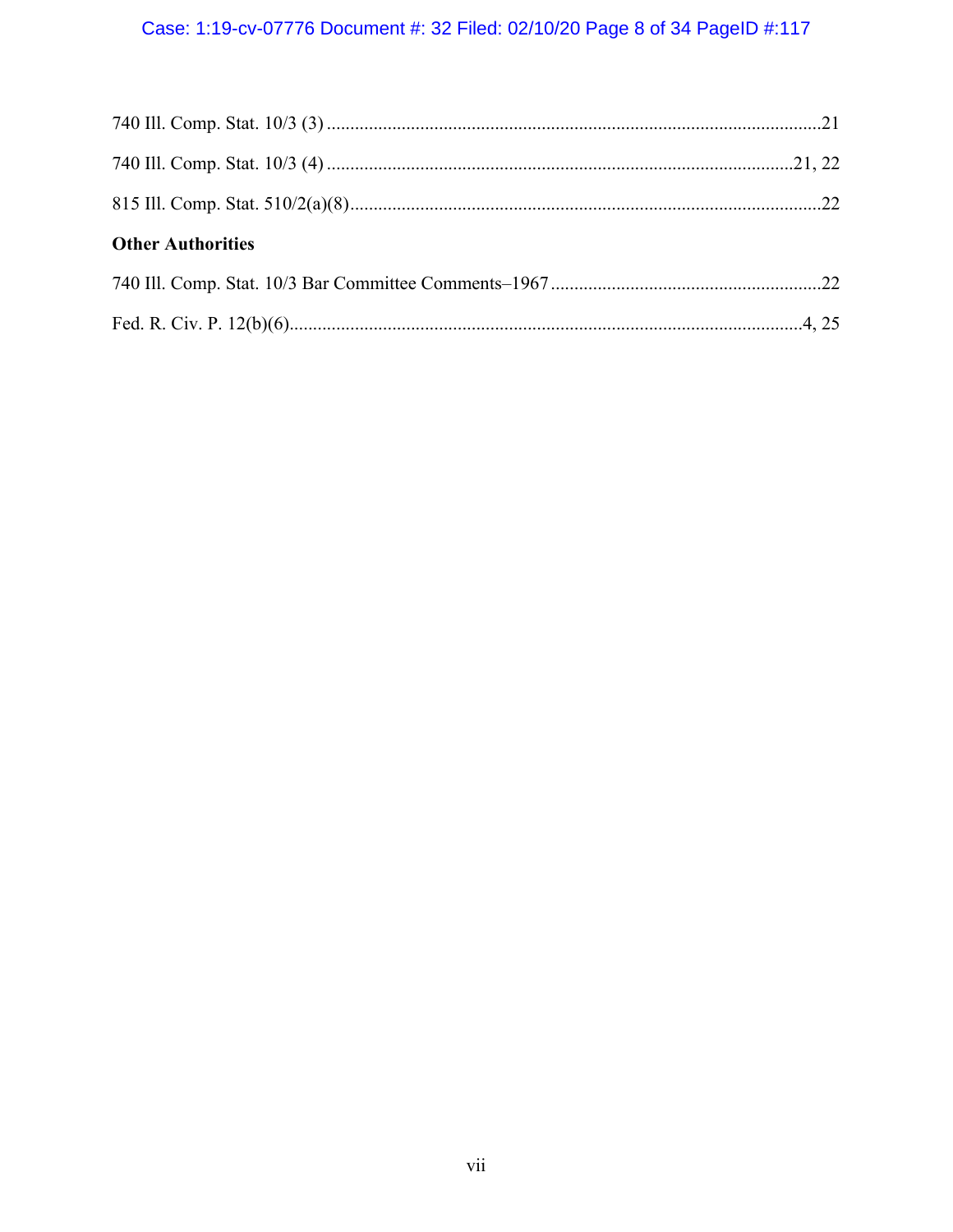740 Ill. Comp. Stat. 10/3 (3) ........................................................................................................21

740 Ill. Comp. Stat. 10/3 (4) ..................................................................................................21, 22

815 Ill. Comp. Stat. 510/2(a)(8)...................................................................................................22

**Other Authorities**

740 Ill. Comp. Stat. 10/3 Bar Committee Comments–1967 .........................................................22

Fed. R. Civ. P. 12(b)(6)............................................................................................................4, 25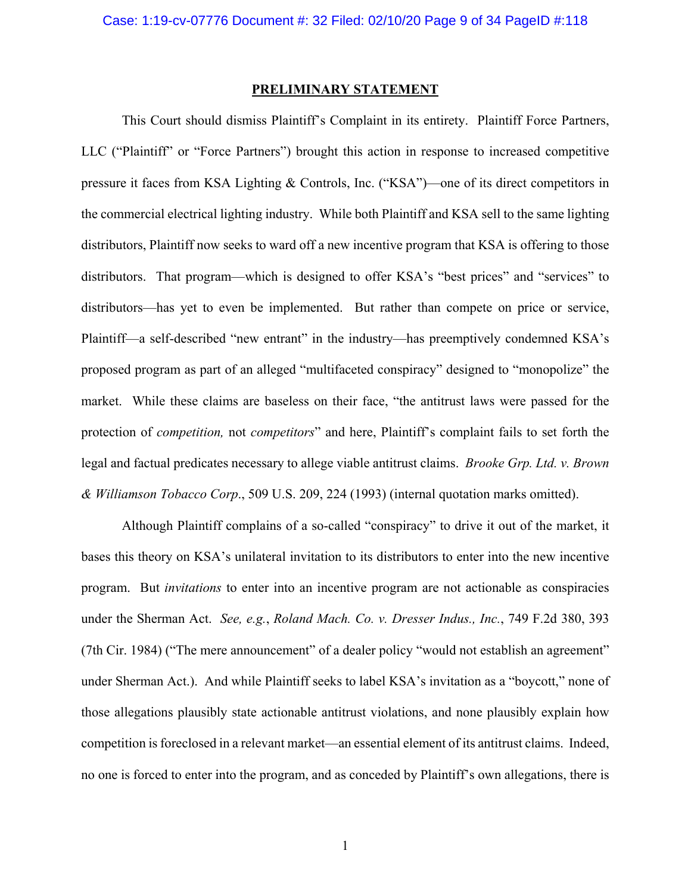## PRELIMINARY STATEMENT

This Court should dismiss Plaintiff's Complaint in its entirety. Plaintiff Force Partners, LLC ("Plaintiff" or "Force Partners") brought this action in response to increased competitive pressure it faces from KSA Lighting & Controls, Inc. ("KSA")—one of its direct competitors in the commercial electrical lighting industry. While both Plaintiff and KSA sell to the same lighting distributors, Plaintiff now seeks to ward off a new incentive program that KSA is offering to those distributors. That program—which is designed to offer KSA's "best prices" and "services" to distributors—has yet to even be implemented. But rather than compete on price or service, Plaintiff—a self-described "new entrant" in the industry—has preemptively condemned KSA's proposed program as part of an alleged "multifaceted conspiracy" designed to "monopolize" the market. While these claims are baseless on their face, "the antitrust laws were passed for the protection of *competition,* not *competitors*" and here, Plaintiff's complaint fails to set forth the legal and factual predicates necessary to allege viable antitrust claims. *Brooke Grp. Ltd. v. Brown & Williamson Tobacco Corp*., 509 U.S. 209, 224 (1993) (internal quotation marks omitted).

Although Plaintiff complains of a so-called "conspiracy" to drive it out of the market, it bases this theory on KSA's unilateral invitation to its distributors to enter into the new incentive program. But *invitations* to enter into an incentive program are not actionable as conspiracies under the Sherman Act. *See, e.g.*, *Roland Mach. Co. v. Dresser Indus., Inc.*, 749 F.2d 380, 393 (7th Cir. 1984) ("The mere announcement" of a dealer policy "would not establish an agreement" under Sherman Act.). And while Plaintiff seeks to label KSA's invitation as a "boycott," none of those allegations plausibly state actionable antitrust violations, and none plausibly explain how competition is foreclosed in a relevant market—an essential element of its antitrust claims. Indeed, no one is forced to enter into the program, and as conceded by Plaintiff's own allegations, there is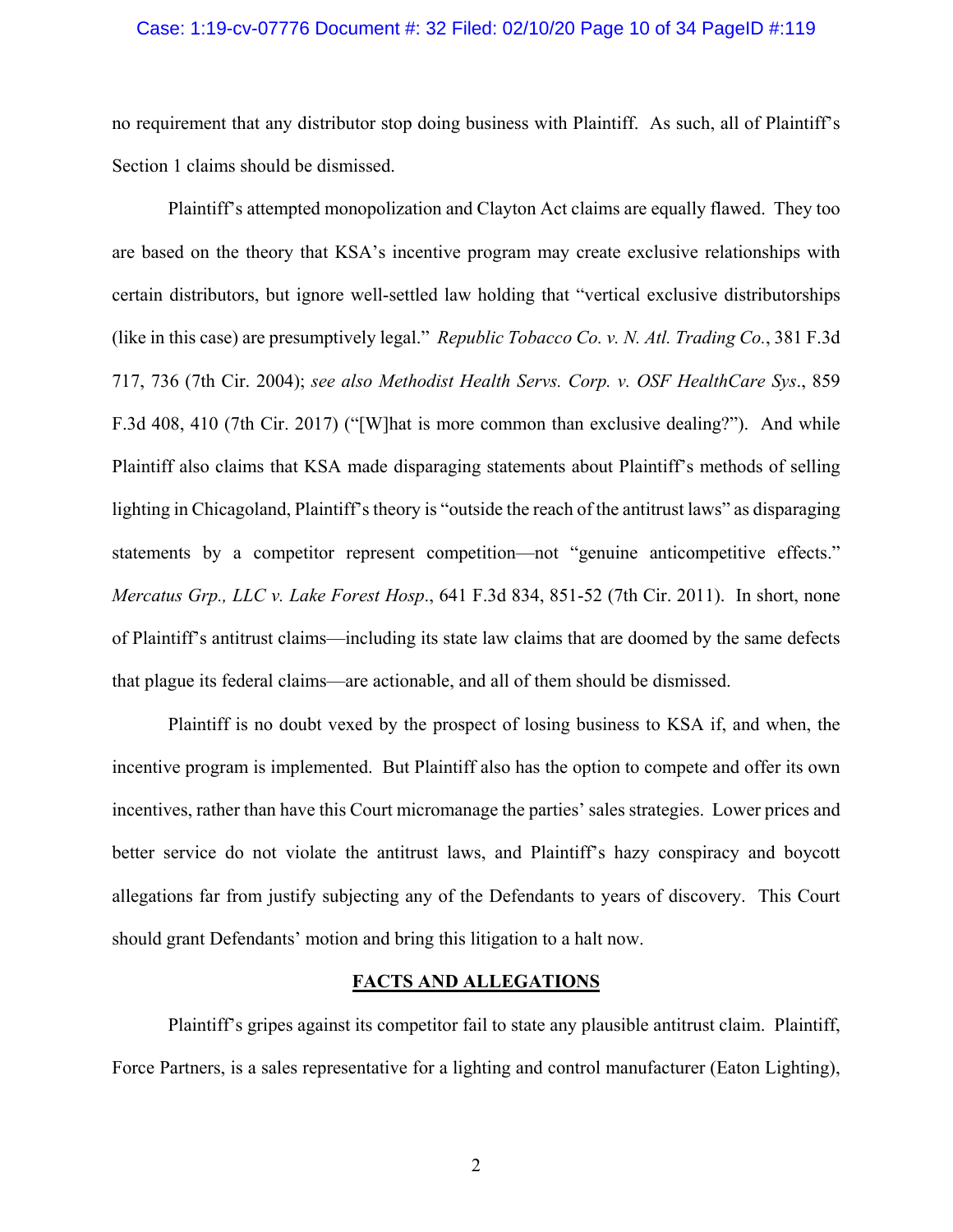no requirement that any distributor stop doing business with Plaintiff. As such, all of Plaintiff's Section 1 claims should be dismissed.

Plaintiff's attempted monopolization and Clayton Act claims are equally flawed. They too are based on the theory that KSA's incentive program may create exclusive relationships with certain distributors, but ignore well-settled law holding that "vertical exclusive distributorships (like in this case) are presumptively legal." *Republic Tobacco Co. v. N. Atl. Trading Co.*, 381 F.3d 717, 736 (7th Cir. 2004); *see also Methodist Health Servs. Corp. v. OSF HealthCare Sys*., 859 F.3d 408, 410 (7th Cir. 2017) ("[W]hat is more common than exclusive dealing?"). And while Plaintiff also claims that KSA made disparaging statements about Plaintiff's methods of selling lighting in Chicagoland, Plaintiff's theory is "outside the reach of the antitrust laws" as disparaging statements by a competitor represent competition—not "genuine anticompetitive effects." *Mercatus Grp., LLC v. Lake Forest Hosp*., 641 F.3d 834, 851-52 (7th Cir. 2011). In short, none of Plaintiff's antitrust claims—including its state law claims that are doomed by the same defects that plague its federal claims—are actionable, and all of them should be dismissed.

Plaintiff is no doubt vexed by the prospect of losing business to KSA if, and when, the incentive program is implemented. But Plaintiff also has the option to compete and offer its own incentives, rather than have this Court micromanage the parties' sales strategies. Lower prices and better service do not violate the antitrust laws, and Plaintiff's hazy conspiracy and boycott allegations far from justify subjecting any of the Defendants to years of discovery. This Court should grant Defendants' motion and bring this litigation to a halt now.

## FACTS AND ALLEGATIONS

Plaintiff's gripes against its competitor fail to state any plausible antitrust claim. Plaintiff, Force Partners, is a sales representative for a lighting and control manufacturer (Eaton Lighting),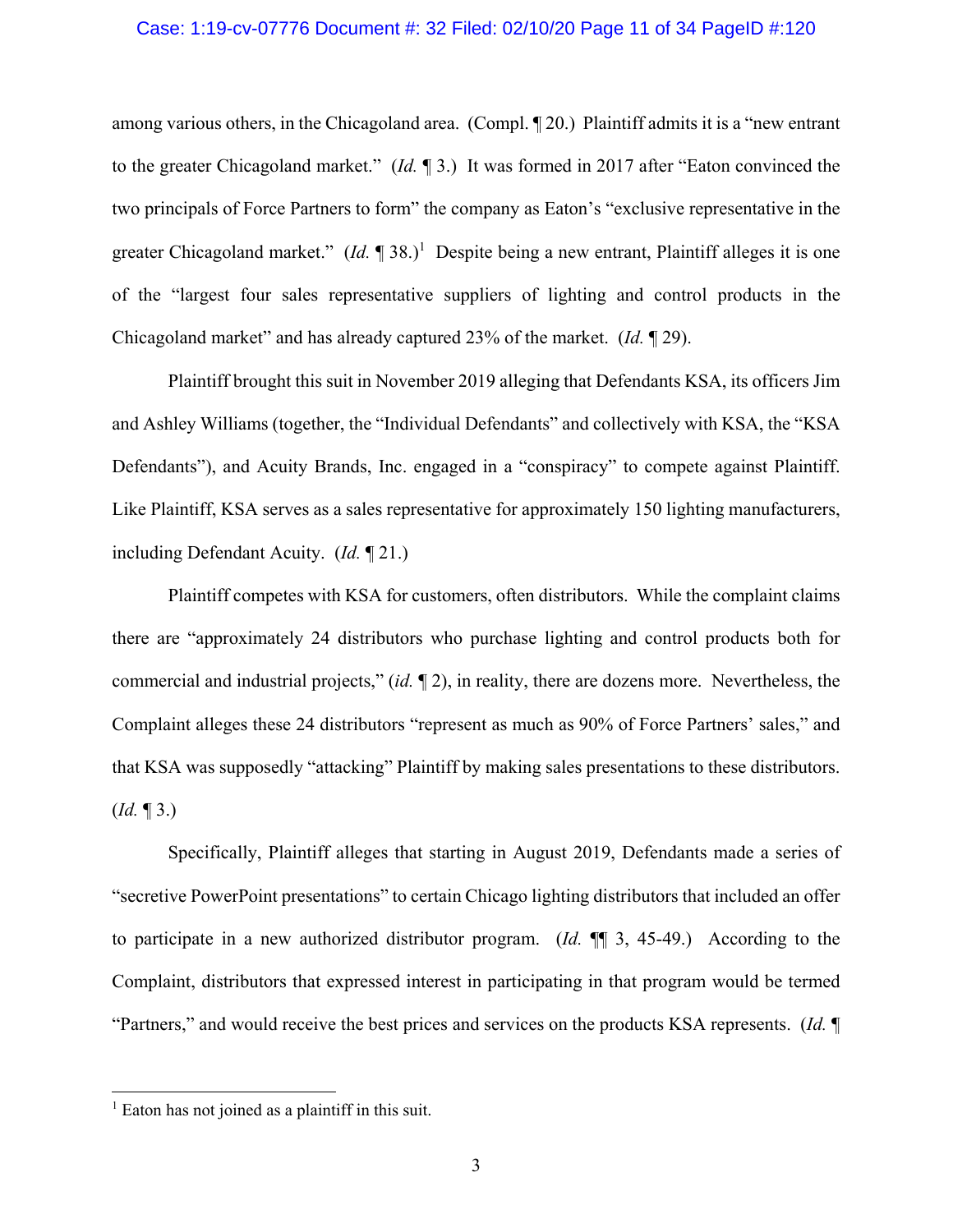among various others, in the Chicagoland area. (Compl. ¶ 20.) Plaintiff admits it is a "new entrant to the greater Chicagoland market." (*Id.* ¶ 3.) It was formed in 2017 after "Eaton convinced the two principals of Force Partners to form" the company as Eaton's "exclusive representative in the greater Chicagoland market." (*Id.* ¶ 38.)[1] Despite being a new entrant, Plaintiff alleges it is one of the "largest four sales representative suppliers of lighting and control products in the Chicagoland market" and has already captured 23% of the market. (*Id.* ¶ 29).

Plaintiff brought this suit in November 2019 alleging that Defendants KSA, its officers Jim and Ashley Williams (together, the "Individual Defendants" and collectively with KSA, the "KSA Defendants"), and Acuity Brands, Inc. engaged in a "conspiracy" to compete against Plaintiff. Like Plaintiff, KSA serves as a sales representative for approximately 150 lighting manufacturers, including Defendant Acuity. (*Id.* ¶ 21.)

Plaintiff competes with KSA for customers, often distributors. While the complaint claims there are "approximately 24 distributors who purchase lighting and control products both for commercial and industrial projects," (*id.* ¶ 2), in reality, there are dozens more. Nevertheless, the Complaint alleges these 24 distributors "represent as much as 90% of Force Partners' sales," and that KSA was supposedly "attacking" Plaintiff by making sales presentations to these distributors. (*Id.* ¶ 3.)

Specifically, Plaintiff alleges that starting in August 2019, Defendants made a series of "secretive PowerPoint presentations" to certain Chicago lighting distributors that included an offer to participate in a new authorized distributor program. (*Id.* ¶¶ 3, 45-49.) According to the Complaint, distributors that expressed interest in participating in that program would be termed "Partners," and would receive the best prices and services on the products KSA represents. (*Id.* ¶

---

[1] Eaton has not joined as a plaintiff in this suit.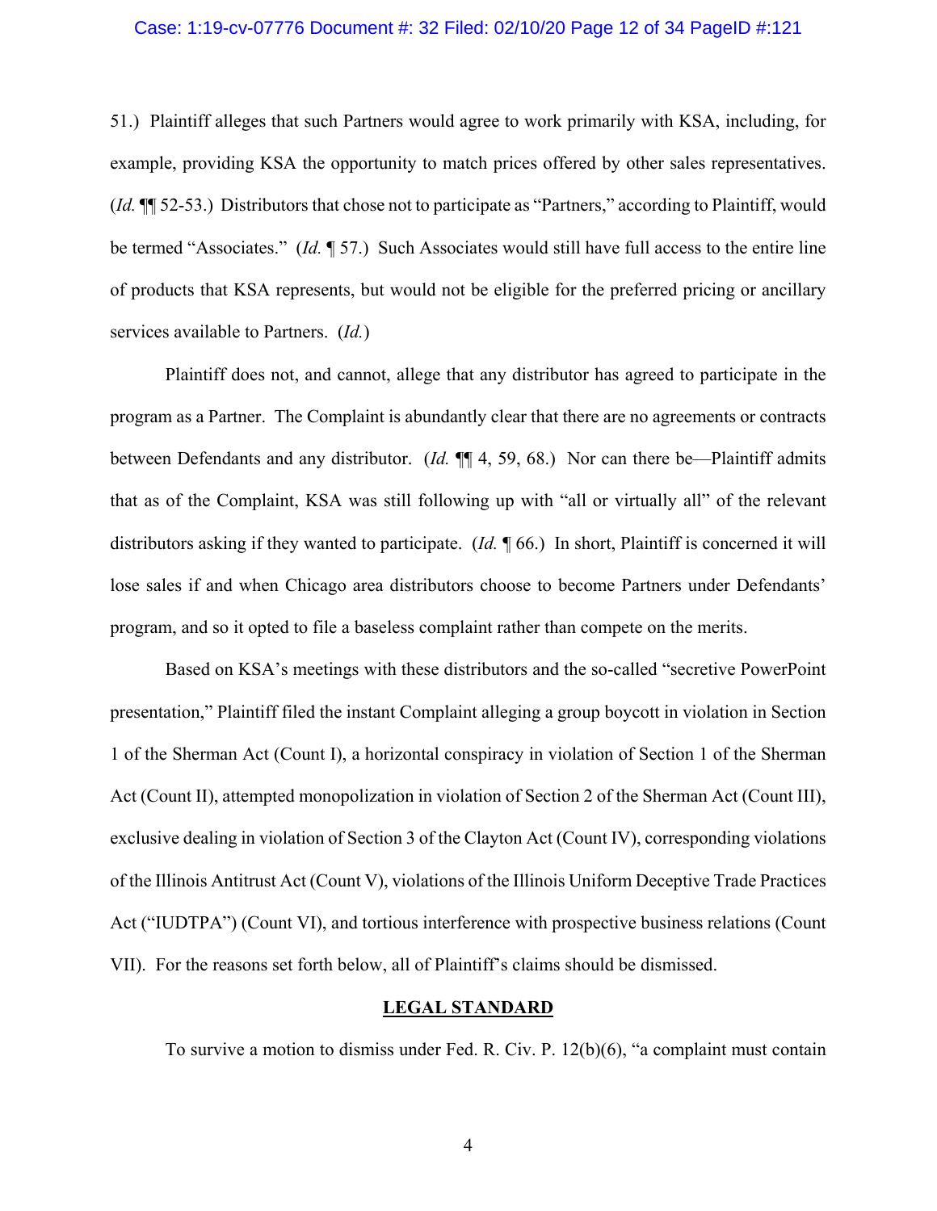51.) Plaintiff alleges that such Partners would agree to work primarily with KSA, including, for example, providing KSA the opportunity to match prices offered by other sales representatives. (*Id.* ¶¶ 52-53.) Distributors that chose not to participate as "Partners," according to Plaintiff, would be termed "Associates." (*Id.* ¶ 57.) Such Associates would still have full access to the entire line of products that KSA represents, but would not be eligible for the preferred pricing or ancillary services available to Partners. (*Id.*)

Plaintiff does not, and cannot, allege that any distributor has agreed to participate in the program as a Partner. The Complaint is abundantly clear that there are no agreements or contracts between Defendants and any distributor. (*Id.* ¶¶ 4, 59, 68.) Nor can there be—Plaintiff admits that as of the Complaint, KSA was still following up with "all or virtually all" of the relevant distributors asking if they wanted to participate. (*Id.* ¶ 66.) In short, Plaintiff is concerned it will lose sales if and when Chicago area distributors choose to become Partners under Defendants' program, and so it opted to file a baseless complaint rather than compete on the merits.

Based on KSA's meetings with these distributors and the so-called "secretive PowerPoint presentation," Plaintiff filed the instant Complaint alleging a group boycott in violation in Section 1 of the Sherman Act (Count I), a horizontal conspiracy in violation of Section 1 of the Sherman Act (Count II), attempted monopolization in violation of Section 2 of the Sherman Act (Count III), exclusive dealing in violation of Section 3 of the Clayton Act (Count IV), corresponding violations of the Illinois Antitrust Act (Count V), violations of the Illinois Uniform Deceptive Trade Practices Act ("IUDTPA") (Count VI), and tortious interference with prospective business relations (Count VII). For the reasons set forth below, all of Plaintiff's claims should be dismissed.

## LEGAL STANDARD

To survive a motion to dismiss under Fed. R. Civ. P. 12(b)(6), "a complaint must contain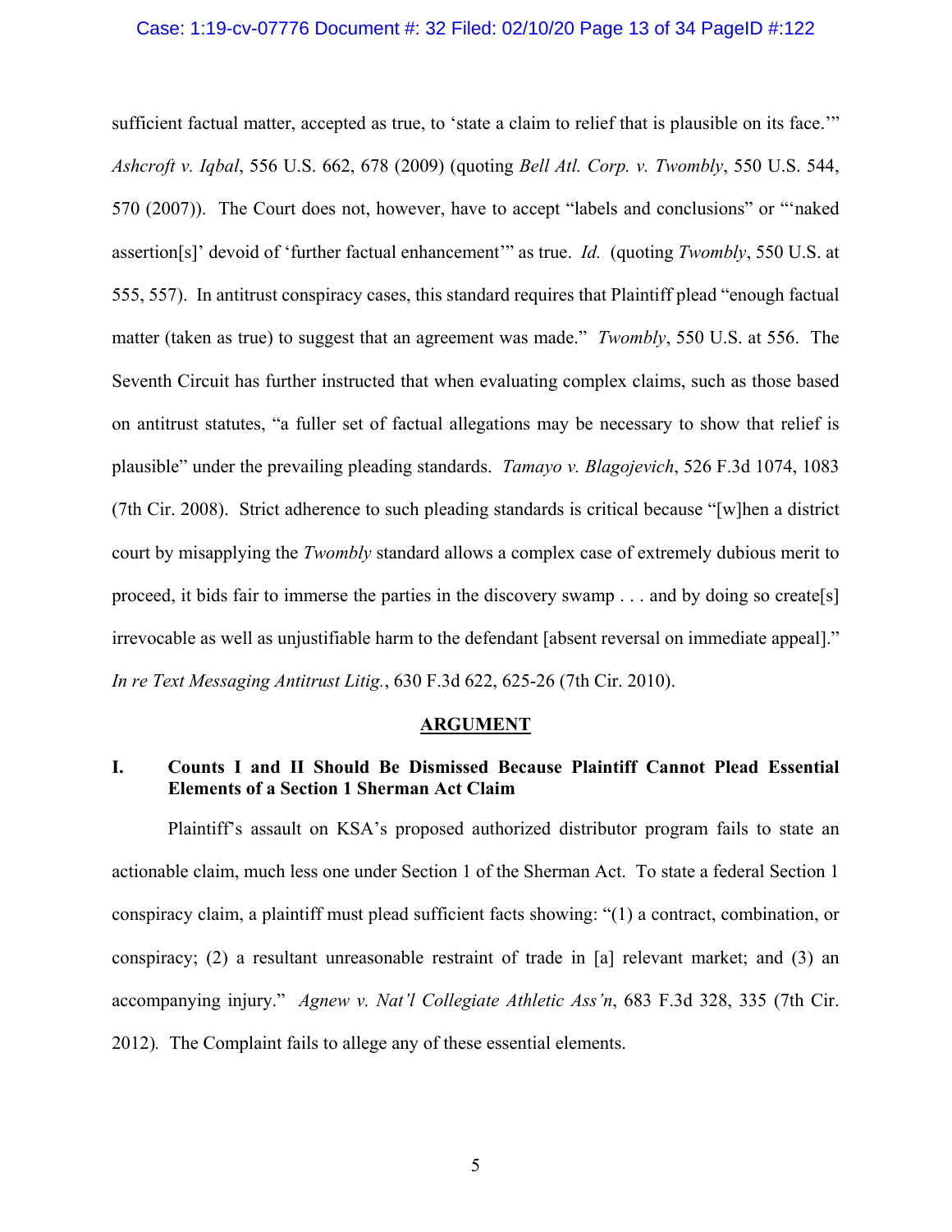sufficient factual matter, accepted as true, to 'state a claim to relief that is plausible on its face.'" *Ashcroft v. Iqbal*, 556 U.S. 662, 678 (2009) (quoting *Bell Atl. Corp. v. Twombly*, 550 U.S. 544, 570 (2007)). The Court does not, however, have to accept "labels and conclusions" or "'naked assertion[s]' devoid of 'further factual enhancement'" as true. *Id.* (quoting *Twombly*, 550 U.S. at 555, 557). In antitrust conspiracy cases, this standard requires that Plaintiff plead "enough factual matter (taken as true) to suggest that an agreement was made." *Twombly*, 550 U.S. at 556. The Seventh Circuit has further instructed that when evaluating complex claims, such as those based on antitrust statutes, "a fuller set of factual allegations may be necessary to show that relief is plausible" under the prevailing pleading standards. *Tamayo v. Blagojevich*, 526 F.3d 1074, 1083 (7th Cir. 2008). Strict adherence to such pleading standards is critical because "[w]hen a district court by misapplying the *Twombly* standard allows a complex case of extremely dubious merit to proceed, it bids fair to immerse the parties in the discovery swamp . . . and by doing so create[s] irrevocable as well as unjustifiable harm to the defendant [absent reversal on immediate appeal]." *In re Text Messaging Antitrust Litig.*, 630 F.3d 622, 625-26 (7th Cir. 2010).

## ARGUMENT

### I. Counts I and II Should Be Dismissed Because Plaintiff Cannot Plead Essential Elements of a Section 1 Sherman Act Claim

Plaintiff's assault on KSA's proposed authorized distributor program fails to state an actionable claim, much less one under Section 1 of the Sherman Act. To state a federal Section 1 conspiracy claim, a plaintiff must plead sufficient facts showing: "(1) a contract, combination, or conspiracy; (2) a resultant unreasonable restraint of trade in [a] relevant market; and (3) an accompanying injury." *Agnew v. Nat'l Collegiate Athletic Ass'n*, 683 F.3d 328, 335 (7th Cir. 2012). The Complaint fails to allege any of these essential elements.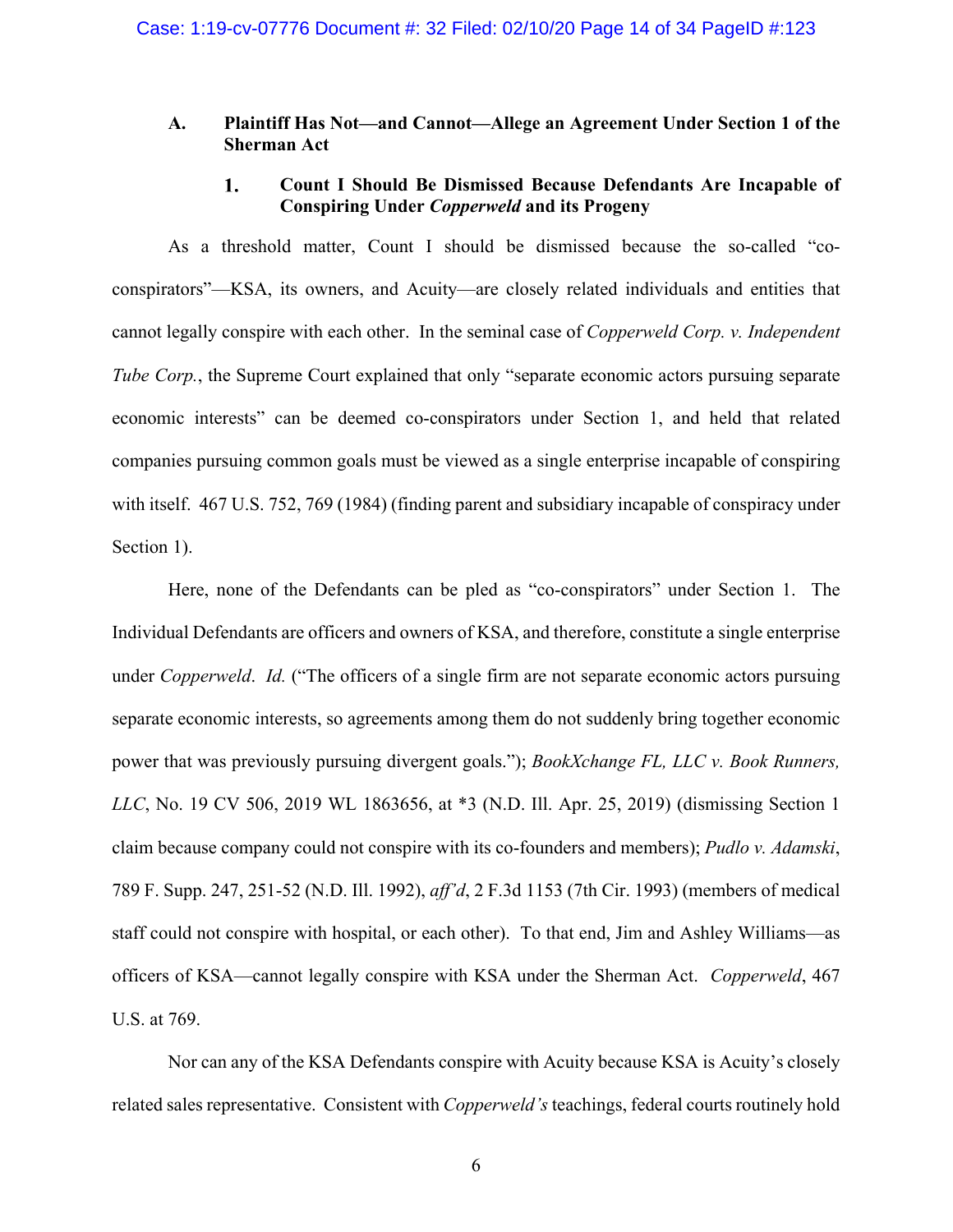### A. Plaintiff Has Not—and Cannot—Allege an Agreement Under Section 1 of the Sherman Act

#### 1. Count I Should Be Dismissed Because Defendants Are Incapable of Conspiring Under *Copperweld* and its Progeny

As a threshold matter, Count I should be dismissed because the so-called "co-conspirators"—KSA, its owners, and Acuity—are closely related individuals and entities that cannot legally conspire with each other. In the seminal case of *Copperweld Corp. v. Independent Tube Corp.*, the Supreme Court explained that only "separate economic actors pursuing separate economic interests" can be deemed co-conspirators under Section 1, and held that related companies pursuing common goals must be viewed as a single enterprise incapable of conspiring with itself. 467 U.S. 752, 769 (1984) (finding parent and subsidiary incapable of conspiracy under Section 1).

Here, none of the Defendants can be pled as "co-conspirators" under Section 1. The Individual Defendants are officers and owners of KSA, and therefore, constitute a single enterprise under *Copperweld*. *Id.* ("The officers of a single firm are not separate economic actors pursuing separate economic interests, so agreements among them do not suddenly bring together economic power that was previously pursuing divergent goals."); *BookXchange FL, LLC v. Book Runners, LLC*, No. 19 CV 506, 2019 WL 1863656, at *3 (N.D. Ill. Apr. 25, 2019) (dismissing Section 1 claim because company could not conspire with its co-founders and members); *Pudlo v. Adamski*, 789 F. Supp. 247, 251-52 (N.D. Ill. 1992), *aff'd*, 2 F.3d 1153 (7th Cir. 1993) (members of medical staff could not conspire with hospital, or each other). To that end, Jim and Ashley Williams—as officers of KSA—cannot legally conspire with KSA under the Sherman Act. *Copperweld*, 467 U.S. at 769.

Nor can any of the KSA Defendants conspire with Acuity because KSA is Acuity's closely related sales representative. Consistent with *Copperweld's* teachings, federal courts routinely hold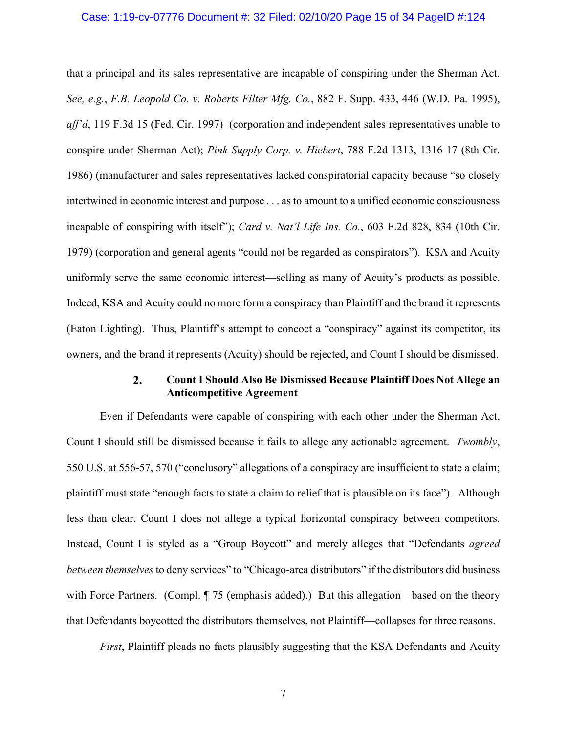that a principal and its sales representative are incapable of conspiring under the Sherman Act. *See, e.g.*, *F.B. Leopold Co. v. Roberts Filter Mfg. Co.*, 882 F. Supp. 433, 446 (W.D. Pa. 1995), *aff'd*, 119 F.3d 15 (Fed. Cir. 1997) (corporation and independent sales representatives unable to conspire under Sherman Act); *Pink Supply Corp. v. Hiebert*, 788 F.2d 1313, 1316-17 (8th Cir. 1986) (manufacturer and sales representatives lacked conspiratorial capacity because "so closely intertwined in economic interest and purpose . . . as to amount to a unified economic consciousness incapable of conspiring with itself"); *Card v. Nat'l Life Ins. Co.*, 603 F.2d 828, 834 (10th Cir. 1979) (corporation and general agents "could not be regarded as conspirators"). KSA and Acuity uniformly serve the same economic interest—selling as many of Acuity's products as possible. Indeed, KSA and Acuity could no more form a conspiracy than Plaintiff and the brand it represents (Eaton Lighting). Thus, Plaintiff's attempt to concoct a "conspiracy" against its competitor, its owners, and the brand it represents (Acuity) should be rejected, and Count I should be dismissed.

### 2. Count I Should Also Be Dismissed Because Plaintiff Does Not Allege an Anticompetitive Agreement

Even if Defendants were capable of conspiring with each other under the Sherman Act, Count I should still be dismissed because it fails to allege any actionable agreement. *Twombly*, 550 U.S. at 556-57, 570 ("conclusory" allegations of a conspiracy are insufficient to state a claim; plaintiff must state "enough facts to state a claim to relief that is plausible on its face"). Although less than clear, Count I does not allege a typical horizontal conspiracy between competitors. Instead, Count I is styled as a "Group Boycott" and merely alleges that "Defendants *agreed between themselves* to deny services" to "Chicago-area distributors" if the distributors did business with Force Partners. (Compl. ¶ 75 (emphasis added).) But this allegation—based on the theory that Defendants boycotted the distributors themselves, not Plaintiff—collapses for three reasons.

*First*, Plaintiff pleads no facts plausibly suggesting that the KSA Defendants and Acuity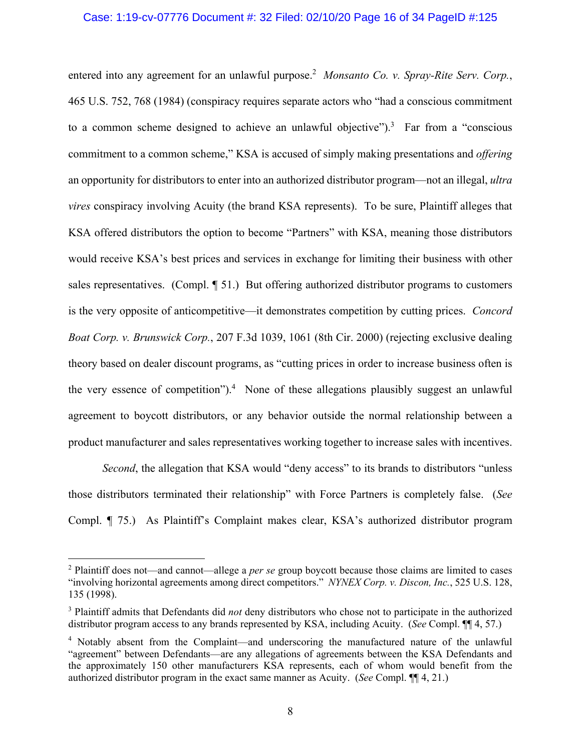entered into any agreement for an unlawful purpose.[2] *Monsanto Co. v. Spray-Rite Serv. Corp.*, 465 U.S. 752, 768 (1984) (conspiracy requires separate actors who "had a conscious commitment to a common scheme designed to achieve an unlawful objective").[3] Far from a "conscious commitment to a common scheme," KSA is accused of simply making presentations and *offering* an opportunity for distributors to enter into an authorized distributor program—not an illegal, *ultra vires* conspiracy involving Acuity (the brand KSA represents). To be sure, Plaintiff alleges that KSA offered distributors the option to become "Partners" with KSA, meaning those distributors would receive KSA's best prices and services in exchange for limiting their business with other sales representatives. (Compl. ¶ 51.) But offering authorized distributor programs to customers is the very opposite of anticompetitive—it demonstrates competition by cutting prices. *Concord Boat Corp. v. Brunswick Corp.*, 207 F.3d 1039, 1061 (8th Cir. 2000) (rejecting exclusive dealing theory based on dealer discount programs, as "cutting prices in order to increase business often is the very essence of competition").[4] None of these allegations plausibly suggest an unlawful agreement to boycott distributors, or any behavior outside the normal relationship between a product manufacturer and sales representatives working together to increase sales with incentives.

*Second*, the allegation that KSA would "deny access" to its brands to distributors "unless those distributors terminated their relationship" with Force Partners is completely false. (*See* Compl. ¶ 75.) As Plaintiff's Complaint makes clear, KSA's authorized distributor program

---

[2] Plaintiff does not—and cannot—allege a *per se* group boycott because those claims are limited to cases "involving horizontal agreements among direct competitors." *NYNEX Corp. v. Discon, Inc.*, 525 U.S. 128, 135 (1998).

[3] Plaintiff admits that Defendants did *not* deny distributors who chose not to participate in the authorized distributor program access to any brands represented by KSA, including Acuity. (*See* Compl. ¶¶ 4, 57.)

[4] Notably absent from the Complaint—and underscoring the manufactured nature of the unlawful "agreement" between Defendants—are any allegations of agreements between the KSA Defendants and the approximately 150 other manufacturers KSA represents, each of whom would benefit from the authorized distributor program in the exact same manner as Acuity. (*See* Compl. ¶¶ 4, 21.)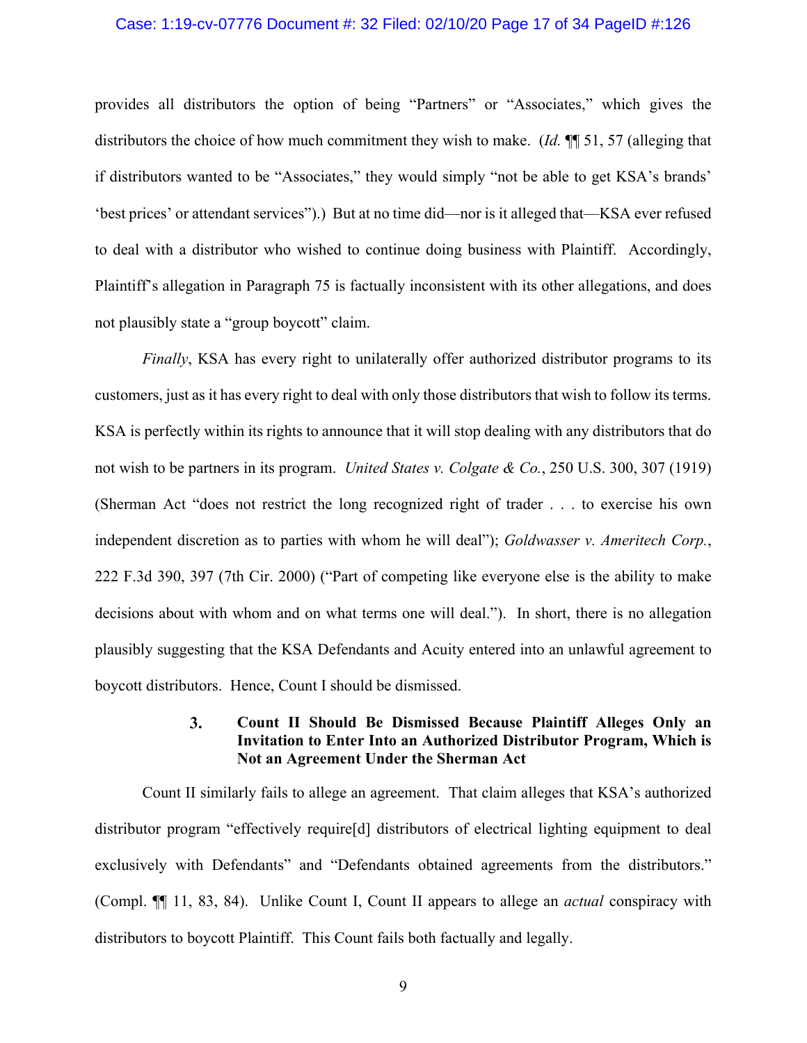provides all distributors the option of being "Partners" or "Associates," which gives the distributors the choice of how much commitment they wish to make. (*Id.* ¶¶ 51, 57 (alleging that if distributors wanted to be "Associates," they would simply "not be able to get KSA's brands' 'best prices' or attendant services").) But at no time did—nor is it alleged that—KSA ever refused to deal with a distributor who wished to continue doing business with Plaintiff. Accordingly, Plaintiff's allegation in Paragraph 75 is factually inconsistent with its other allegations, and does not plausibly state a "group boycott" claim.

*Finally*, KSA has every right to unilaterally offer authorized distributor programs to its customers, just as it has every right to deal with only those distributors that wish to follow its terms. KSA is perfectly within its rights to announce that it will stop dealing with any distributors that do not wish to be partners in its program. *United States v. Colgate & Co.*, 250 U.S. 300, 307 (1919) (Sherman Act "does not restrict the long recognized right of trader . . . to exercise his own independent discretion as to parties with whom he will deal"); *Goldwasser v. Ameritech Corp.*, 222 F.3d 390, 397 (7th Cir. 2000) ("Part of competing like everyone else is the ability to make decisions about with whom and on what terms one will deal."). In short, there is no allegation plausibly suggesting that the KSA Defendants and Acuity entered into an unlawful agreement to boycott distributors. Hence, Count I should be dismissed.

### 3. Count II Should Be Dismissed Because Plaintiff Alleges Only an Invitation to Enter Into an Authorized Distributor Program, Which is Not an Agreement Under the Sherman Act

Count II similarly fails to allege an agreement. That claim alleges that KSA's authorized distributor program "effectively require[d] distributors of electrical lighting equipment to deal exclusively with Defendants" and "Defendants obtained agreements from the distributors." (Compl. ¶¶ 11, 83, 84). Unlike Count I, Count II appears to allege an *actual* conspiracy with distributors to boycott Plaintiff. This Count fails both factually and legally.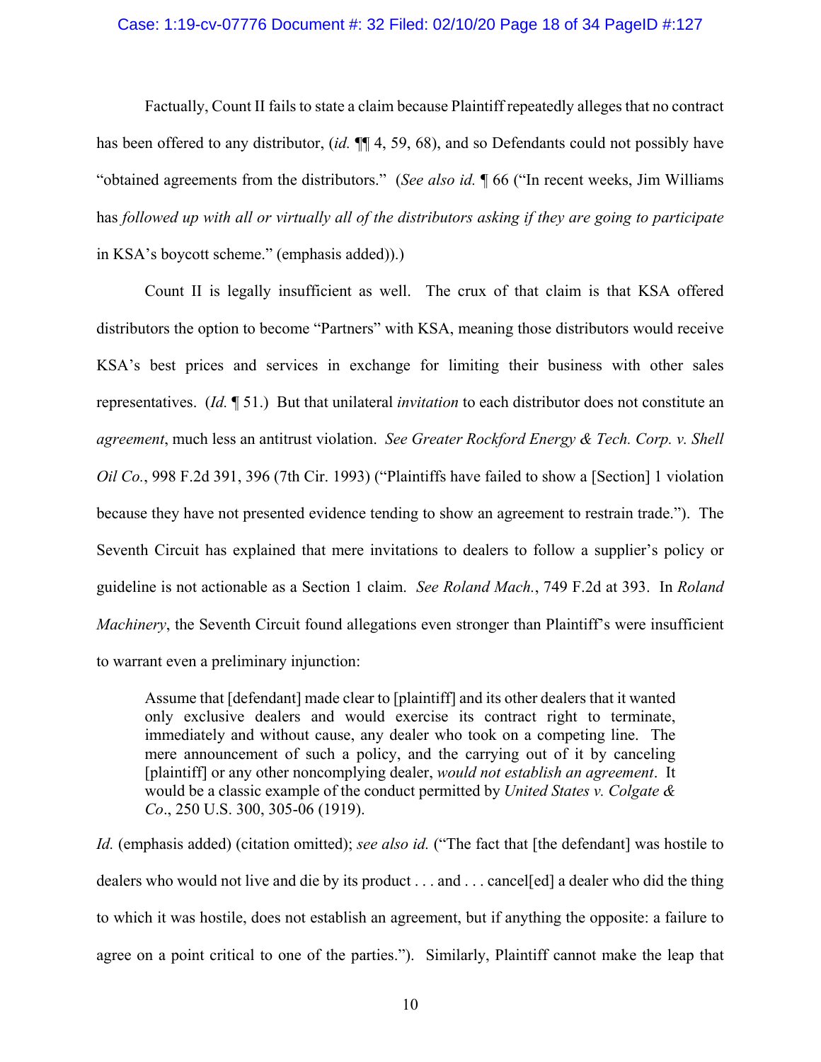Factually, Count II fails to state a claim because Plaintiff repeatedly alleges that no contract has been offered to any distributor, (*id.* ¶¶ 4, 59, 68), and so Defendants could not possibly have "obtained agreements from the distributors." (*See also id.* ¶ 66 ("In recent weeks, Jim Williams has *followed up with all or virtually all of the distributors asking if they are going to participate* in KSA's boycott scheme." (emphasis added)).)

Count II is legally insufficient as well. The crux of that claim is that KSA offered distributors the option to become "Partners" with KSA, meaning those distributors would receive KSA's best prices and services in exchange for limiting their business with other sales representatives. (*Id.* ¶ 51.) But that unilateral *invitation* to each distributor does not constitute an *agreement*, much less an antitrust violation. *See Greater Rockford Energy & Tech. Corp. v. Shell Oil Co.*, 998 F.2d 391, 396 (7th Cir. 1993) ("Plaintiffs have failed to show a [Section] 1 violation because they have not presented evidence tending to show an agreement to restrain trade."). The Seventh Circuit has explained that mere invitations to dealers to follow a supplier's policy or guideline is not actionable as a Section 1 claim. *See Roland Mach.*, 749 F.2d at 393. In *Roland Machinery*, the Seventh Circuit found allegations even stronger than Plaintiff's were insufficient to warrant even a preliminary injunction:

> Assume that [defendant] made clear to [plaintiff] and its other dealers that it wanted only exclusive dealers and would exercise its contract right to terminate, immediately and without cause, any dealer who took on a competing line. The mere announcement of such a policy, and the carrying out of it by canceling [plaintiff] or any other noncomplying dealer, *would not establish an agreement*. It would be a classic example of the conduct permitted by *United States v. Colgate & Co*., 250 U.S. 300, 305-06 (1919).

*Id.* (emphasis added) (citation omitted); *see also id.* ("The fact that [the defendant] was hostile to dealers who would not live and die by its product . . . and . . . cancel[ed] a dealer who did the thing to which it was hostile, does not establish an agreement, but if anything the opposite: a failure to agree on a point critical to one of the parties."). Similarly, Plaintiff cannot make the leap that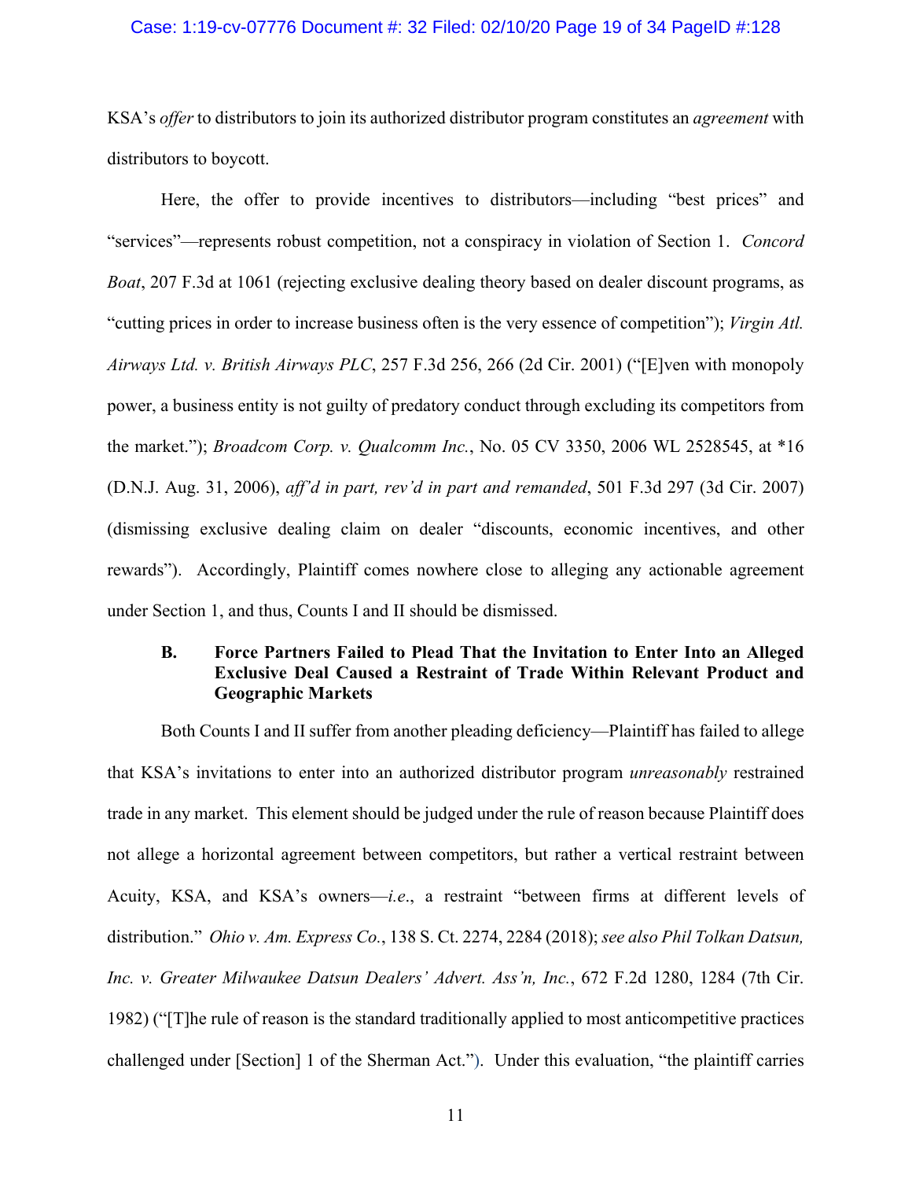KSA's *offer* to distributors to join its authorized distributor program constitutes an *agreement* with distributors to boycott.

Here, the offer to provide incentives to distributors—including "best prices" and "services"—represents robust competition, not a conspiracy in violation of Section 1. *Concord Boat*, 207 F.3d at 1061 (rejecting exclusive dealing theory based on dealer discount programs, as "cutting prices in order to increase business often is the very essence of competition"); *Virgin Atl. Airways Ltd. v. British Airways PLC*, 257 F.3d 256, 266 (2d Cir. 2001) ("[E]ven with monopoly power, a business entity is not guilty of predatory conduct through excluding its competitors from the market."); *Broadcom Corp. v. Qualcomm Inc.*, No. 05 CV 3350, 2006 WL 2528545, at *16 (D.N.J. Aug. 31, 2006), *aff'd in part, rev'd in part and remanded*, 501 F.3d 297 (3d Cir. 2007) (dismissing exclusive dealing claim on dealer "discounts, economic incentives, and other rewards"). Accordingly, Plaintiff comes nowhere close to alleging any actionable agreement under Section 1, and thus, Counts I and II should be dismissed.

### B. Force Partners Failed to Plead That the Invitation to Enter Into an Alleged Exclusive Deal Caused a Restraint of Trade Within Relevant Product and Geographic Markets

Both Counts I and II suffer from another pleading deficiency—Plaintiff has failed to allege that KSA's invitations to enter into an authorized distributor program *unreasonably* restrained trade in any market. This element should be judged under the rule of reason because Plaintiff does not allege a horizontal agreement between competitors, but rather a vertical restraint between Acuity, KSA, and KSA's owners—*i.e.*, a restraint "between firms at different levels of distribution." *Ohio v. Am. Express Co.*, 138 S. Ct. 2274, 2284 (2018); *see also Phil Tolkan Datsun, Inc. v. Greater Milwaukee Datsun Dealers' Advert. Ass'n, Inc.*, 672 F.2d 1280, 1284 (7th Cir. 1982) ("[T]he rule of reason is the standard traditionally applied to most anticompetitive practices challenged under [Section] 1 of the Sherman Act."). Under this evaluation, "the plaintiff carries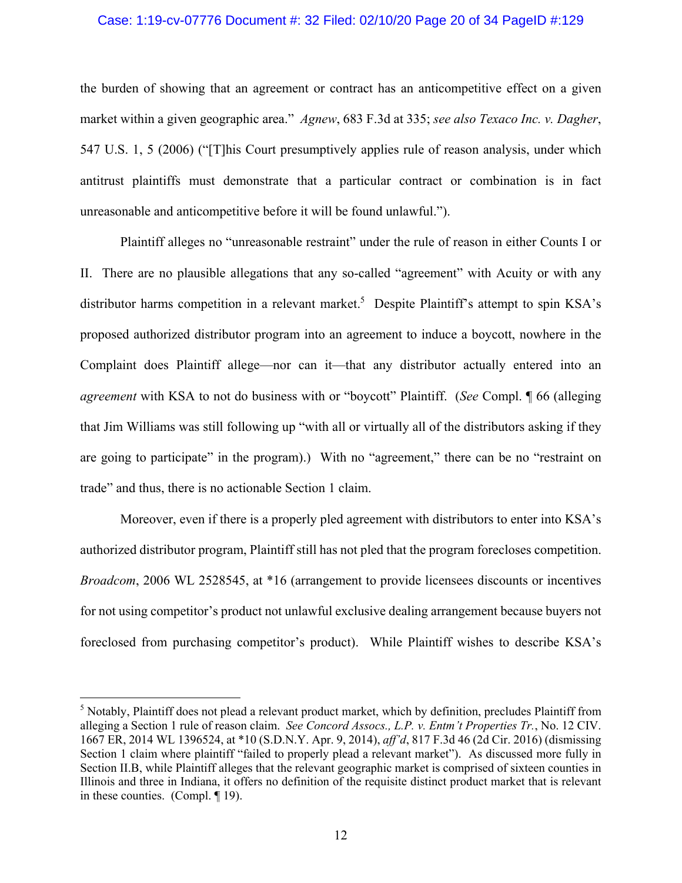the burden of showing that an agreement or contract has an anticompetitive effect on a given market within a given geographic area." *Agnew*, 683 F.3d at 335; *see also Texaco Inc. v. Dagher*, 547 U.S. 1, 5 (2006) ("[T]his Court presumptively applies rule of reason analysis, under which antitrust plaintiffs must demonstrate that a particular contract or combination is in fact unreasonable and anticompetitive before it will be found unlawful.").

Plaintiff alleges no "unreasonable restraint" under the rule of reason in either Counts I or II. There are no plausible allegations that any so-called "agreement" with Acuity or with any distributor harms competition in a relevant market.[5] Despite Plaintiff's attempt to spin KSA's proposed authorized distributor program into an agreement to induce a boycott, nowhere in the Complaint does Plaintiff allege—nor can it—that any distributor actually entered into an *agreement* with KSA to not do business with or "boycott" Plaintiff. (*See* Compl. ¶ 66 (alleging that Jim Williams was still following up "with all or virtually all of the distributors asking if they are going to participate" in the program).) With no "agreement," there can be no "restraint on trade" and thus, there is no actionable Section 1 claim.

Moreover, even if there is a properly pled agreement with distributors to enter into KSA's authorized distributor program, Plaintiff still has not pled that the program forecloses competition. *Broadcom*, 2006 WL 2528545, at *16 (arrangement to provide licensees discounts or incentives for not using competitor's product not unlawful exclusive dealing arrangement because buyers not foreclosed from purchasing competitor's product). While Plaintiff wishes to describe KSA's

---

[5] Notably, Plaintiff does not plead a relevant product market, which by definition, precludes Plaintiff from alleging a Section 1 rule of reason claim. *See Concord Assocs., L.P. v. Entm't Properties Tr.*, No. 12 CIV. 1667 ER, 2014 WL 1396524, at *10 (S.D.N.Y. Apr. 9, 2014), *aff'd*, 817 F.3d 46 (2d Cir. 2016) (dismissing Section 1 claim where plaintiff "failed to properly plead a relevant market"). As discussed more fully in Section II.B, while Plaintiff alleges that the relevant geographic market is comprised of sixteen counties in Illinois and three in Indiana, it offers no definition of the requisite distinct product market that is relevant in these counties. (Compl. ¶ 19).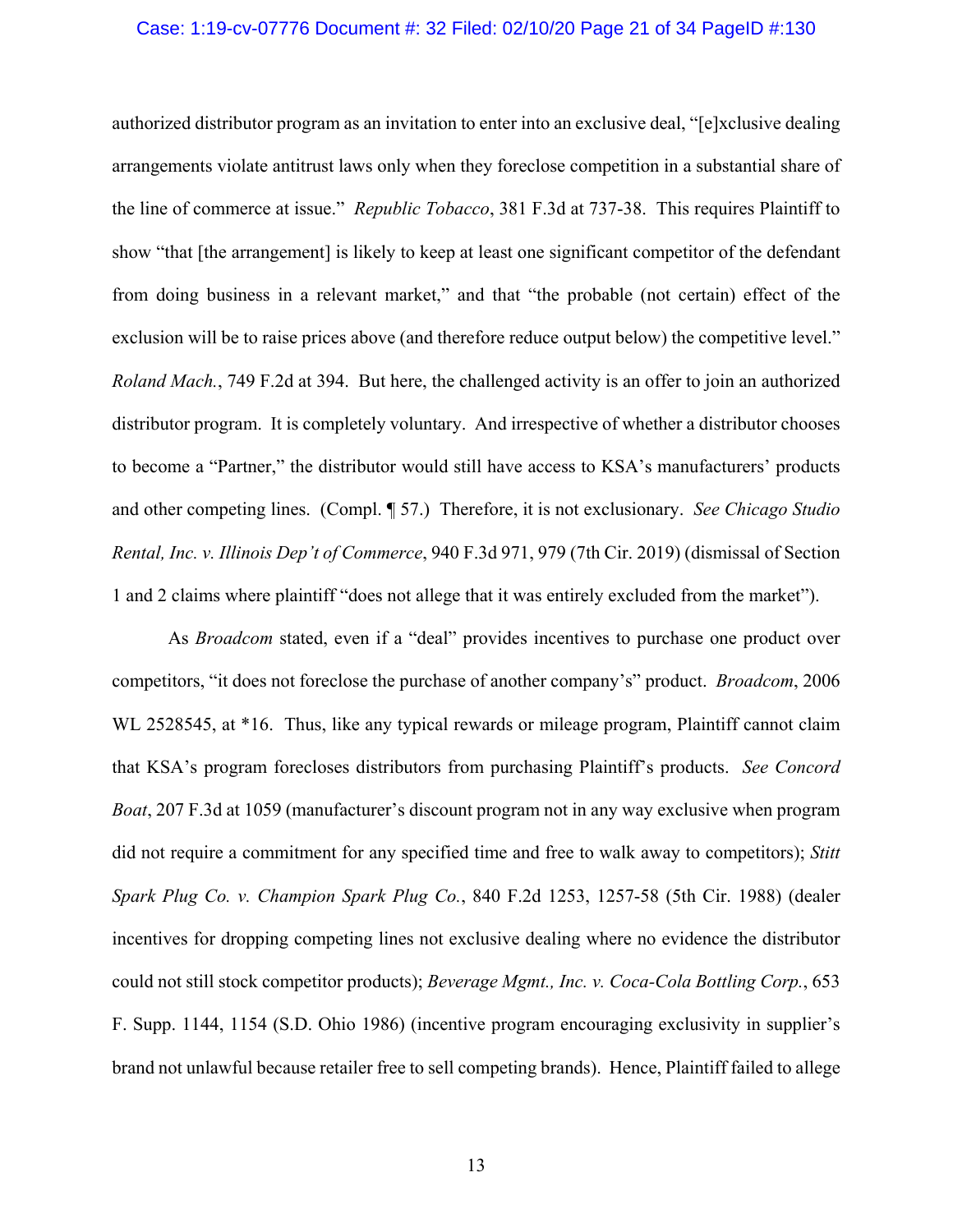authorized distributor program as an invitation to enter into an exclusive deal, "[e]xclusive dealing arrangements violate antitrust laws only when they foreclose competition in a substantial share of the line of commerce at issue." *Republic Tobacco*, 381 F.3d at 737-38. This requires Plaintiff to show "that [the arrangement] is likely to keep at least one significant competitor of the defendant from doing business in a relevant market," and that "the probable (not certain) effect of the exclusion will be to raise prices above (and therefore reduce output below) the competitive level." *Roland Mach.*, 749 F.2d at 394. But here, the challenged activity is an offer to join an authorized distributor program. It is completely voluntary. And irrespective of whether a distributor chooses to become a "Partner," the distributor would still have access to KSA's manufacturers' products and other competing lines. (Compl. ¶ 57.) Therefore, it is not exclusionary. *See Chicago Studio Rental, Inc. v. Illinois Dep't of Commerce*, 940 F.3d 971, 979 (7th Cir. 2019) (dismissal of Section 1 and 2 claims where plaintiff "does not allege that it was entirely excluded from the market").

As *Broadcom* stated, even if a "deal" provides incentives to purchase one product over competitors, "it does not foreclose the purchase of another company's" product. *Broadcom*, 2006 WL 2528545, at *16. Thus, like any typical rewards or mileage program, Plaintiff cannot claim that KSA's program forecloses distributors from purchasing Plaintiff's products. *See Concord Boat*, 207 F.3d at 1059 (manufacturer's discount program not in any way exclusive when program did not require a commitment for any specified time and free to walk away to competitors); *Stitt Spark Plug Co. v. Champion Spark Plug Co.*, 840 F.2d 1253, 1257-58 (5th Cir. 1988) (dealer incentives for dropping competing lines not exclusive dealing where no evidence the distributor could not still stock competitor products); *Beverage Mgmt., Inc. v. Coca-Cola Bottling Corp.*, 653 F. Supp. 1144, 1154 (S.D. Ohio 1986) (incentive program encouraging exclusivity in supplier's brand not unlawful because retailer free to sell competing brands). Hence, Plaintiff failed to allege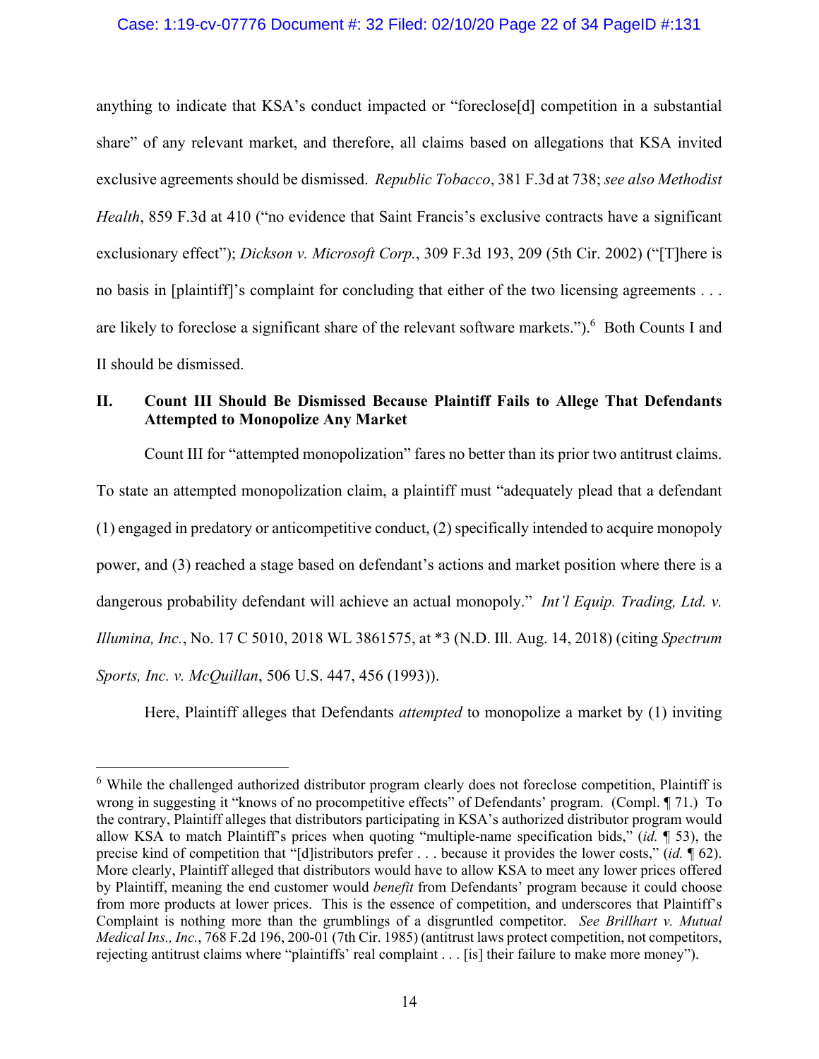anything to indicate that KSA's conduct impacted or "foreclose[d] competition in a substantial share" of any relevant market, and therefore, all claims based on allegations that KSA invited exclusive agreements should be dismissed. *Republic Tobacco*, 381 F.3d at 738; *see also Methodist Health*, 859 F.3d at 410 ("no evidence that Saint Francis's exclusive contracts have a significant exclusionary effect"); *Dickson v. Microsoft Corp.*, 309 F.3d 193, 209 (5th Cir. 2002) ("[T]here is no basis in [plaintiff]'s complaint for concluding that either of the two licensing agreements . . . are likely to foreclose a significant share of the relevant software markets.").[6] Both Counts I and II should be dismissed.

## II. Count III Should Be Dismissed Because Plaintiff Fails to Allege That Defendants Attempted to Monopolize Any Market

Count III for "attempted monopolization" fares no better than its prior two antitrust claims. To state an attempted monopolization claim, a plaintiff must "adequately plead that a defendant (1) engaged in predatory or anticompetitive conduct, (2) specifically intended to acquire monopoly power, and (3) reached a stage based on defendant's actions and market position where there is a dangerous probability defendant will achieve an actual monopoly." *Int'l Equip. Trading, Ltd. v. Illumina, Inc.*, No. 17 C 5010, 2018 WL 3861575, at *3 (N.D. Ill. Aug. 14, 2018) (citing *Spectrum Sports, Inc. v. McQuillan*, 506 U.S. 447, 456 (1993)).

Here, Plaintiff alleges that Defendants *attempted* to monopolize a market by (1) inviting

---

[6] While the challenged authorized distributor program clearly does not foreclose competition, Plaintiff is wrong in suggesting it "knows of no procompetitive effects" of Defendants' program. (Compl. ¶ 71.) To the contrary, Plaintiff alleges that distributors participating in KSA's authorized distributor program would allow KSA to match Plaintiff's prices when quoting "multiple-name specification bids," (*id.* ¶ 53), the precise kind of competition that "[d]istributors prefer . . . because it provides the lower costs," (*id.* ¶ 62). More clearly, Plaintiff alleged that distributors would have to allow KSA to meet any lower prices offered by Plaintiff, meaning the end customer would *benefit* from Defendants' program because it could choose from more products at lower prices. This is the essence of competition, and underscores that Plaintiff's Complaint is nothing more than the grumblings of a disgruntled competitor. *See Brillhart v. Mutual Medical Ins., Inc.*, 768 F.2d 196, 200-01 (7th Cir. 1985) (antitrust laws protect competition, not competitors, rejecting antitrust claims where "plaintiffs' real complaint . . . [is] their failure to make more money").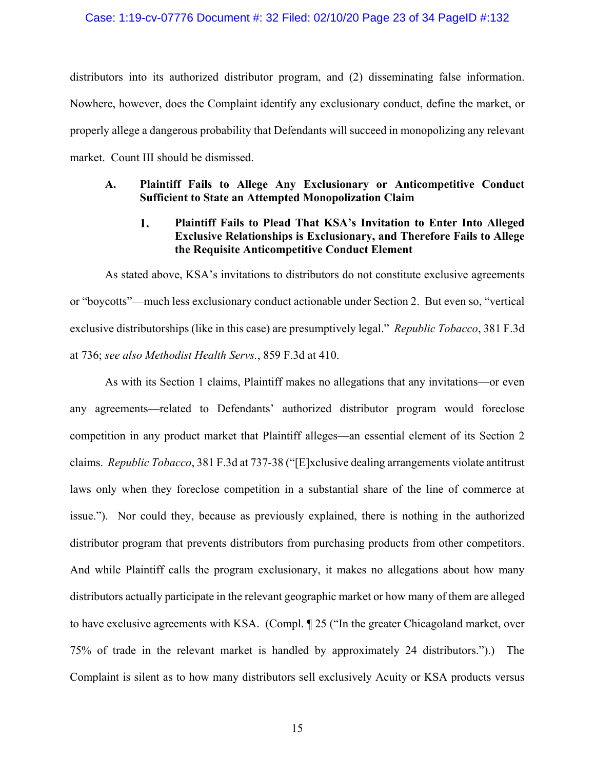distributors into its authorized distributor program, and (2) disseminating false information. Nowhere, however, does the Complaint identify any exclusionary conduct, define the market, or properly allege a dangerous probability that Defendants will succeed in monopolizing any relevant market. Count III should be dismissed.

### A. Plaintiff Fails to Allege Any Exclusionary or Anticompetitive Conduct Sufficient to State an Attempted Monopolization Claim

#### 1. Plaintiff Fails to Plead That KSA's Invitation to Enter Into Alleged Exclusive Relationships is Exclusionary, and Therefore Fails to Allege the Requisite Anticompetitive Conduct Element

As stated above, KSA's invitations to distributors do not constitute exclusive agreements or "boycotts"—much less exclusionary conduct actionable under Section 2. But even so, "vertical exclusive distributorships (like in this case) are presumptively legal." *Republic Tobacco*, 381 F.3d at 736; *see also Methodist Health Servs.*, 859 F.3d at 410.

As with its Section 1 claims, Plaintiff makes no allegations that any invitations—or even any agreements—related to Defendants' authorized distributor program would foreclose competition in any product market that Plaintiff alleges—an essential element of its Section 2 claims. *Republic Tobacco*, 381 F.3d at 737-38 ("[E]xclusive dealing arrangements violate antitrust laws only when they foreclose competition in a substantial share of the line of commerce at issue."). Nor could they, because as previously explained, there is nothing in the authorized distributor program that prevents distributors from purchasing products from other competitors. And while Plaintiff calls the program exclusionary, it makes no allegations about how many distributors actually participate in the relevant geographic market or how many of them are alleged to have exclusive agreements with KSA. (Compl. ¶ 25 ("In the greater Chicagoland market, over 75% of trade in the relevant market is handled by approximately 24 distributors.").) The Complaint is silent as to how many distributors sell exclusively Acuity or KSA products versus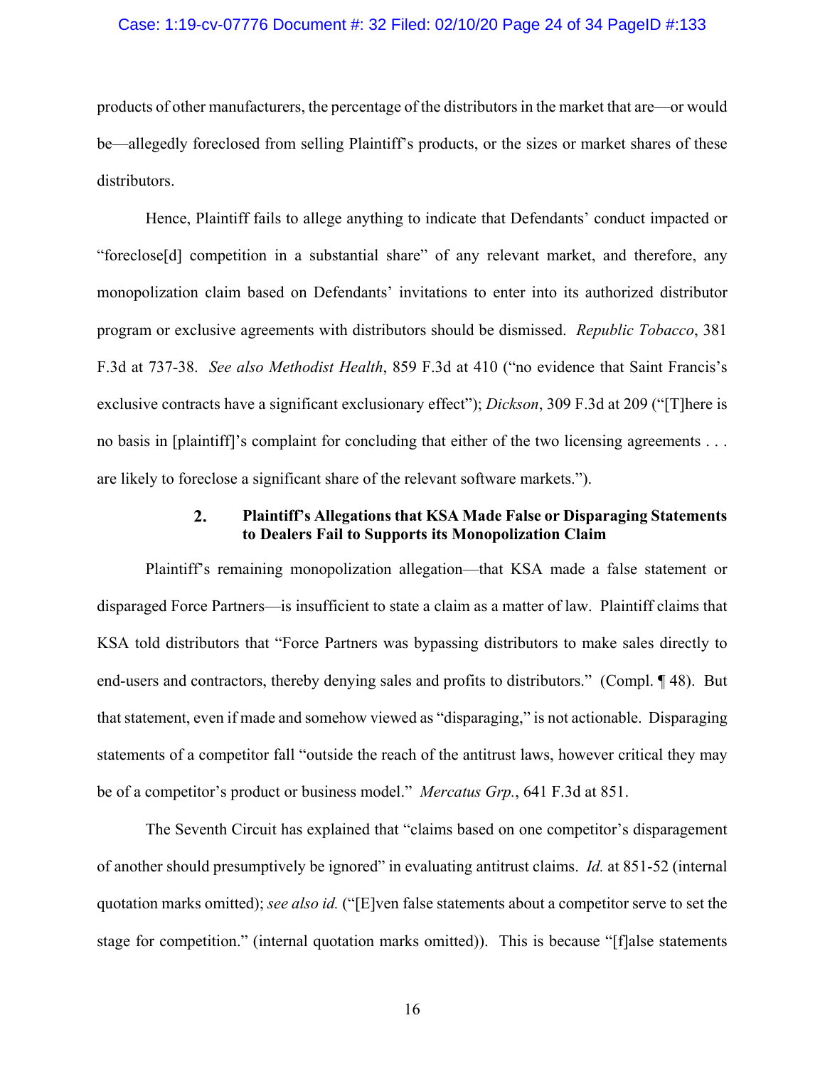products of other manufacturers, the percentage of the distributors in the market that are—or would be—allegedly foreclosed from selling Plaintiff's products, or the sizes or market shares of these distributors.

Hence, Plaintiff fails to allege anything to indicate that Defendants' conduct impacted or "foreclose[d] competition in a substantial share" of any relevant market, and therefore, any monopolization claim based on Defendants' invitations to enter into its authorized distributor program or exclusive agreements with distributors should be dismissed. *Republic Tobacco*, 381 F.3d at 737-38. *See also Methodist Health*, 859 F.3d at 410 ("no evidence that Saint Francis's exclusive contracts have a significant exclusionary effect"); *Dickson*, 309 F.3d at 209 ("[T]here is no basis in [plaintiff]'s complaint for concluding that either of the two licensing agreements . . . are likely to foreclose a significant share of the relevant software markets.").

#### 2. Plaintiff's Allegations that KSA Made False or Disparaging Statements to Dealers Fail to Supports its Monopolization Claim

Plaintiff's remaining monopolization allegation—that KSA made a false statement or disparaged Force Partners—is insufficient to state a claim as a matter of law. Plaintiff claims that KSA told distributors that "Force Partners was bypassing distributors to make sales directly to end-users and contractors, thereby denying sales and profits to distributors." (Compl. ¶ 48). But that statement, even if made and somehow viewed as "disparaging," is not actionable. Disparaging statements of a competitor fall "outside the reach of the antitrust laws, however critical they may be of a competitor's product or business model." *Mercatus Grp.*, 641 F.3d at 851.

The Seventh Circuit has explained that "claims based on one competitor's disparagement of another should presumptively be ignored" in evaluating antitrust claims. *Id.* at 851-52 (internal quotation marks omitted); *see also id.* ("[E]ven false statements about a competitor serve to set the stage for competition." (internal quotation marks omitted)). This is because "[f]alse statements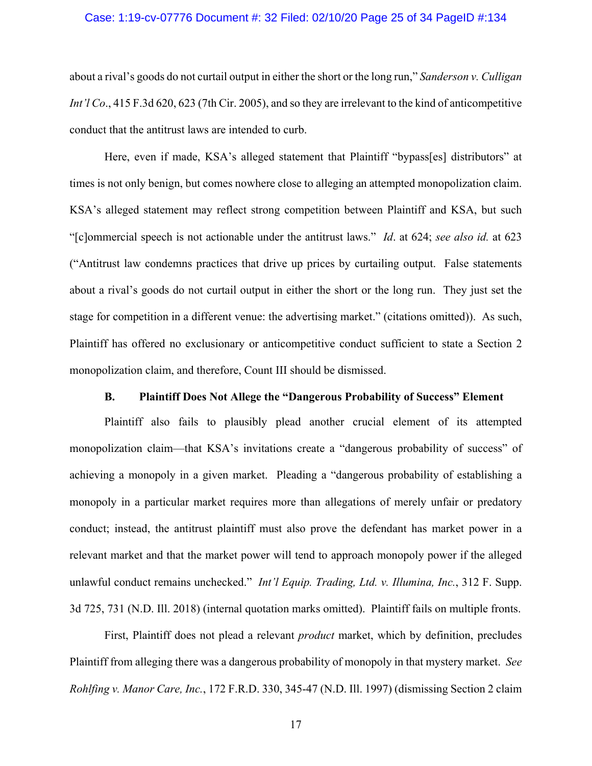about a rival's goods do not curtail output in either the short or the long run," *Sanderson v. Culligan Int'l Co*., 415 F.3d 620, 623 (7th Cir. 2005), and so they are irrelevant to the kind of anticompetitive conduct that the antitrust laws are intended to curb.

Here, even if made, KSA's alleged statement that Plaintiff "bypass[es] distributors" at times is not only benign, but comes nowhere close to alleging an attempted monopolization claim. KSA's alleged statement may reflect strong competition between Plaintiff and KSA, but such "[c]ommercial speech is not actionable under the antitrust laws." *Id*. at 624; *see also id.* at 623 ("Antitrust law condemns practices that drive up prices by curtailing output. False statements about a rival's goods do not curtail output in either the short or the long run. They just set the stage for competition in a different venue: the advertising market." (citations omitted)). As such, Plaintiff has offered no exclusionary or anticompetitive conduct sufficient to state a Section 2 monopolization claim, and therefore, Count III should be dismissed.

### B. Plaintiff Does Not Allege the "Dangerous Probability of Success" Element

Plaintiff also fails to plausibly plead another crucial element of its attempted monopolization claim—that KSA's invitations create a "dangerous probability of success" of achieving a monopoly in a given market. Pleading a "dangerous probability of establishing a monopoly in a particular market requires more than allegations of merely unfair or predatory conduct; instead, the antitrust plaintiff must also prove the defendant has market power in a relevant market and that the market power will tend to approach monopoly power if the alleged unlawful conduct remains unchecked." *Int'l Equip. Trading, Ltd. v. Illumina, Inc.*, 312 F. Supp. 3d 725, 731 (N.D. Ill. 2018) (internal quotation marks omitted). Plaintiff fails on multiple fronts.

First, Plaintiff does not plead a relevant *product* market, which by definition, precludes Plaintiff from alleging there was a dangerous probability of monopoly in that mystery market. *See Rohlfing v. Manor Care, Inc.*, 172 F.R.D. 330, 345-47 (N.D. Ill. 1997) (dismissing Section 2 claim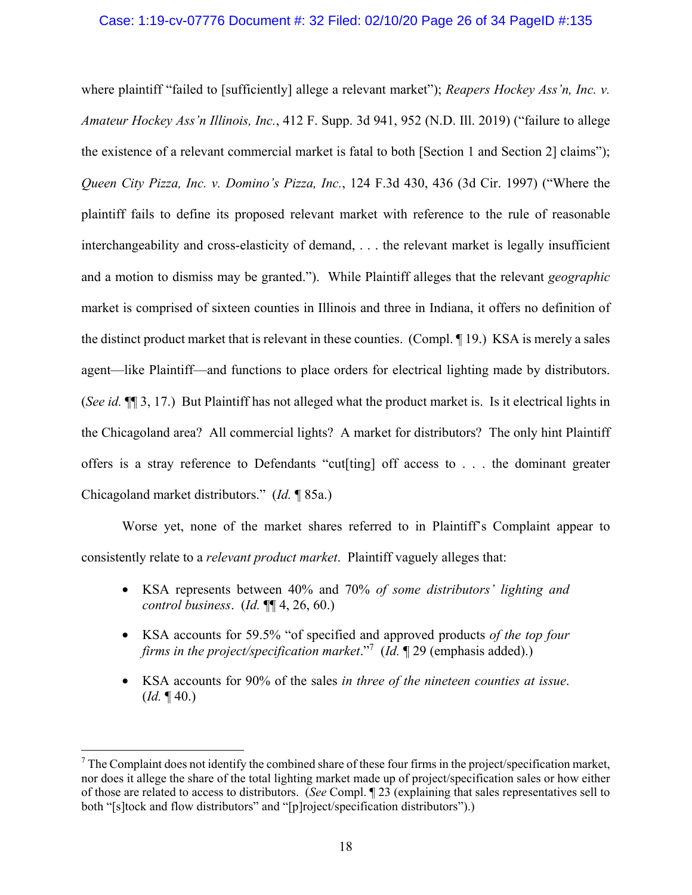where plaintiff "failed to [sufficiently] allege a relevant market"); *Reapers Hockey Ass'n, Inc. v. Amateur Hockey Ass'n Illinois, Inc.*, 412 F. Supp. 3d 941, 952 (N.D. Ill. 2019) ("failure to allege the existence of a relevant commercial market is fatal to both [Section 1 and Section 2] claims"); *Queen City Pizza, Inc. v. Domino's Pizza, Inc.*, 124 F.3d 430, 436 (3d Cir. 1997) ("Where the plaintiff fails to define its proposed relevant market with reference to the rule of reasonable interchangeability and cross-elasticity of demand, . . . the relevant market is legally insufficient and a motion to dismiss may be granted."). While Plaintiff alleges that the relevant *geographic* market is comprised of sixteen counties in Illinois and three in Indiana, it offers no definition of the distinct product market that is relevant in these counties. (Compl. ¶ 19.) KSA is merely a sales agent—like Plaintiff—and functions to place orders for electrical lighting made by distributors. (*See id.* ¶¶ 3, 17.) But Plaintiff has not alleged what the product market is. Is it electrical lights in the Chicagoland area? All commercial lights? A market for distributors? The only hint Plaintiff offers is a stray reference to Defendants "cut[ting] off access to . . . the dominant greater Chicagoland market distributors." (*Id.* ¶ 85a.)

Worse yet, none of the market shares referred to in Plaintiff's Complaint appear to consistently relate to a *relevant product market*. Plaintiff vaguely alleges that:

- KSA represents between 40% and 70% *of some distributors' lighting and control business*. (*Id.* ¶¶ 4, 26, 60.)
- KSA accounts for 59.5% "of specified and approved products *of the top four firms in the project/specification market*."[7] (*Id.* ¶ 29 (emphasis added).)
- KSA accounts for 90% of the sales *in three of the nineteen counties at issue*. (*Id.* ¶ 40.)

[7] The Complaint does not identify the combined share of these four firms in the project/specification market, nor does it allege the share of the total lighting market made up of project/specification sales or how either of those are related to access to distributors. (*See* Compl. ¶ 23 (explaining that sales representatives sell to both "[s]tock and flow distributors" and "[p]roject/specification distributors").)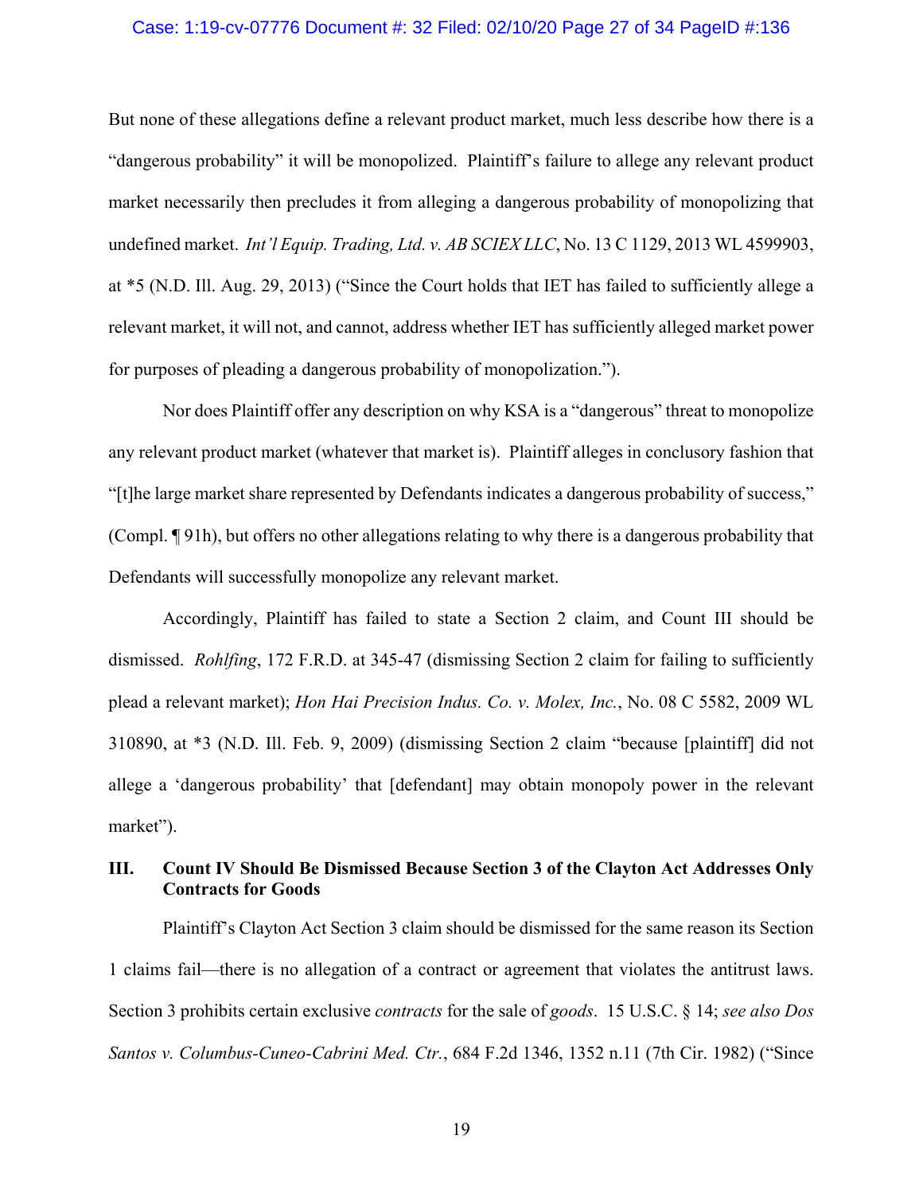But none of these allegations define a relevant product market, much less describe how there is a "dangerous probability" it will be monopolized. Plaintiff's failure to allege any relevant product market necessarily then precludes it from alleging a dangerous probability of monopolizing that undefined market. *Int'l Equip. Trading, Ltd. v. AB SCIEX LLC*, No. 13 C 1129, 2013 WL 4599903, at *5 (N.D. Ill. Aug. 29, 2013) ("Since the Court holds that IET has failed to sufficiently allege a relevant market, it will not, and cannot, address whether IET has sufficiently alleged market power for purposes of pleading a dangerous probability of monopolization.").

Nor does Plaintiff offer any description on why KSA is a "dangerous" threat to monopolize any relevant product market (whatever that market is). Plaintiff alleges in conclusory fashion that "[t]he large market share represented by Defendants indicates a dangerous probability of success," (Compl. ¶ 91h), but offers no other allegations relating to why there is a dangerous probability that Defendants will successfully monopolize any relevant market.

Accordingly, Plaintiff has failed to state a Section 2 claim, and Count III should be dismissed. *Rohlfing*, 172 F.R.D. at 345-47 (dismissing Section 2 claim for failing to sufficiently plead a relevant market); *Hon Hai Precision Indus. Co. v. Molex, Inc.*, No. 08 C 5582, 2009 WL 310890, at *3 (N.D. Ill. Feb. 9, 2009) (dismissing Section 2 claim "because [plaintiff] did not allege a 'dangerous probability' that [defendant] may obtain monopoly power in the relevant market").

## III. Count IV Should Be Dismissed Because Section 3 of the Clayton Act Addresses Only Contracts for Goods

Plaintiff's Clayton Act Section 3 claim should be dismissed for the same reason its Section 1 claims fail—there is no allegation of a contract or agreement that violates the antitrust laws. Section 3 prohibits certain exclusive *contracts* for the sale of *goods*. 15 U.S.C. § 14; *see also Dos Santos v. Columbus-Cuneo-Cabrini Med. Ctr.*, 684 F.2d 1346, 1352 n.11 (7th Cir. 1982) ("Since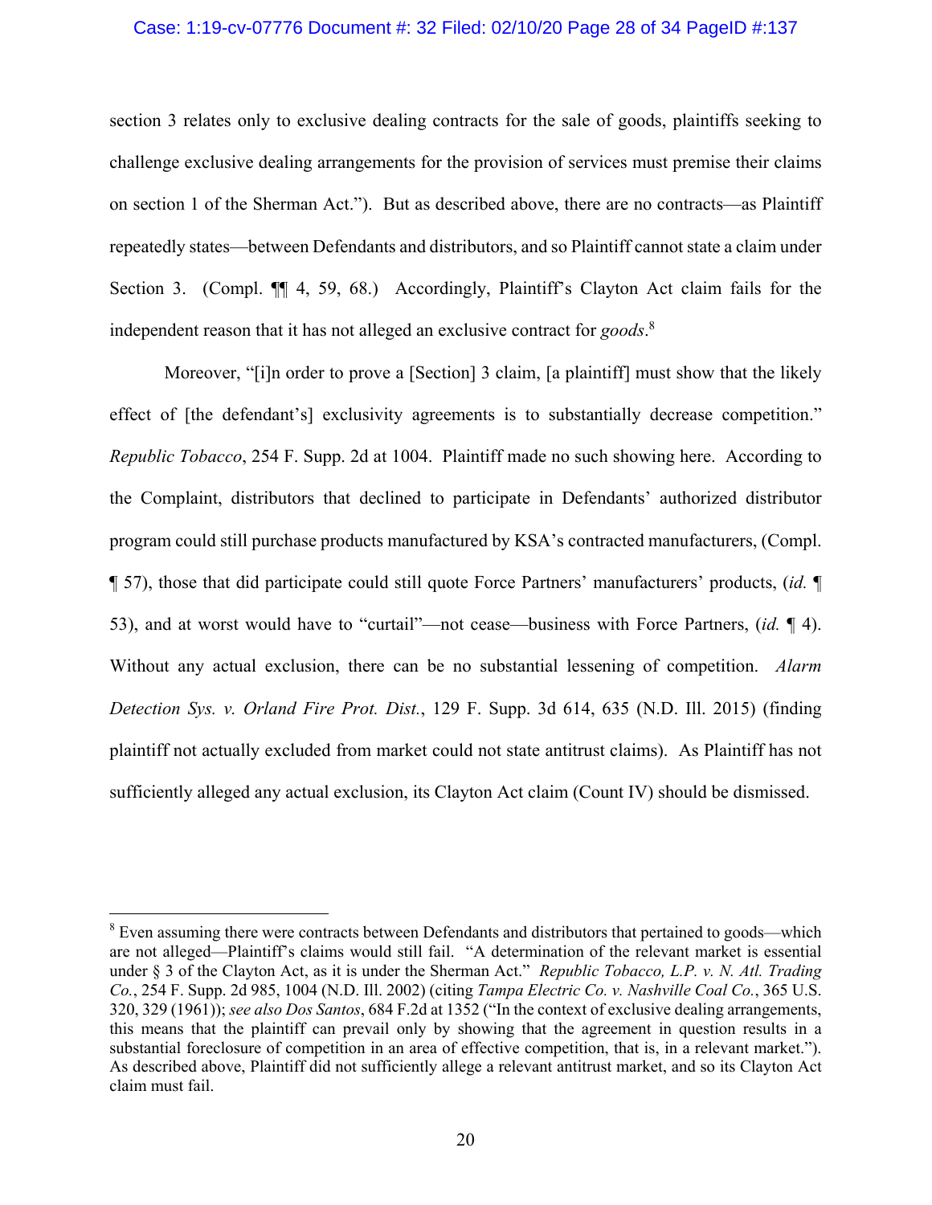section 3 relates only to exclusive dealing contracts for the sale of goods, plaintiffs seeking to challenge exclusive dealing arrangements for the provision of services must premise their claims on section 1 of the Sherman Act."). But as described above, there are no contracts—as Plaintiff repeatedly states—between Defendants and distributors, and so Plaintiff cannot state a claim under Section 3. (Compl. ¶¶ 4, 59, 68.) Accordingly, Plaintiff's Clayton Act claim fails for the independent reason that it has not alleged an exclusive contract for *goods*.[8]

Moreover, "[i]n order to prove a [Section] 3 claim, [a plaintiff] must show that the likely effect of [the defendant's] exclusivity agreements is to substantially decrease competition." *Republic Tobacco*, 254 F. Supp. 2d at 1004. Plaintiff made no such showing here. According to the Complaint, distributors that declined to participate in Defendants' authorized distributor program could still purchase products manufactured by KSA's contracted manufacturers, (Compl. ¶ 57), those that did participate could still quote Force Partners' manufacturers' products, (*id.* ¶ 53), and at worst would have to "curtail"—not cease—business with Force Partners, (*id.* ¶ 4). Without any actual exclusion, there can be no substantial lessening of competition. *Alarm Detection Sys. v. Orland Fire Prot. Dist.*, 129 F. Supp. 3d 614, 635 (N.D. Ill. 2015) (finding plaintiff not actually excluded from market could not state antitrust claims). As Plaintiff has not sufficiently alleged any actual exclusion, its Clayton Act claim (Count IV) should be dismissed.

---

[8] Even assuming there were contracts between Defendants and distributors that pertained to goods—which are not alleged—Plaintiff's claims would still fail. "A determination of the relevant market is essential under § 3 of the Clayton Act, as it is under the Sherman Act." *Republic Tobacco, L.P. v. N. Atl. Trading Co.*, 254 F. Supp. 2d 985, 1004 (N.D. Ill. 2002) (citing *Tampa Electric Co. v. Nashville Coal Co.*, 365 U.S. 320, 329 (1961)); *see also Dos Santos*, 684 F.2d at 1352 ("In the context of exclusive dealing arrangements, this means that the plaintiff can prevail only by showing that the agreement in question results in a substantial foreclosure of competition in an area of effective competition, that is, in a relevant market."). As described above, Plaintiff did not sufficiently allege a relevant antitrust market, and so its Clayton Act claim must fail.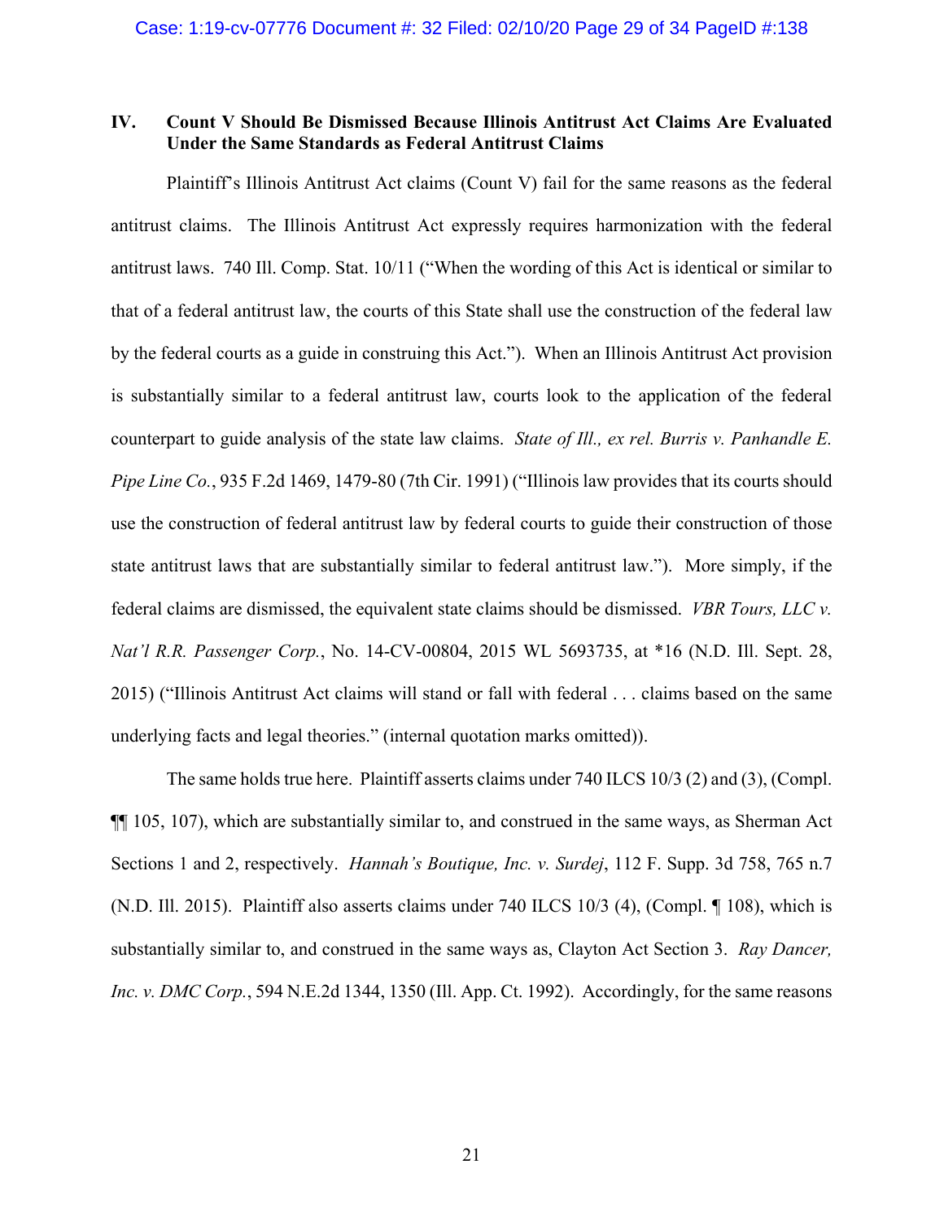## IV. Count V Should Be Dismissed Because Illinois Antitrust Act Claims Are Evaluated Under the Same Standards as Federal Antitrust Claims

Plaintiff's Illinois Antitrust Act claims (Count V) fail for the same reasons as the federal antitrust claims. The Illinois Antitrust Act expressly requires harmonization with the federal antitrust laws. 740 Ill. Comp. Stat. 10/11 ("When the wording of this Act is identical or similar to that of a federal antitrust law, the courts of this State shall use the construction of the federal law by the federal courts as a guide in construing this Act."). When an Illinois Antitrust Act provision is substantially similar to a federal antitrust law, courts look to the application of the federal counterpart to guide analysis of the state law claims. *State of Ill., ex rel. Burris v. Panhandle E. Pipe Line Co.*, 935 F.2d 1469, 1479-80 (7th Cir. 1991) ("Illinois law provides that its courts should use the construction of federal antitrust law by federal courts to guide their construction of those state antitrust laws that are substantially similar to federal antitrust law."). More simply, if the federal claims are dismissed, the equivalent state claims should be dismissed. *VBR Tours, LLC v. Nat'l R.R. Passenger Corp.*, No. 14-CV-00804, 2015 WL 5693735, at *16 (N.D. Ill. Sept. 28, 2015) ("Illinois Antitrust Act claims will stand or fall with federal . . . claims based on the same underlying facts and legal theories." (internal quotation marks omitted)).

The same holds true here. Plaintiff asserts claims under 740 ILCS 10/3 (2) and (3), (Compl. ¶¶ 105, 107), which are substantially similar to, and construed in the same ways, as Sherman Act Sections 1 and 2, respectively. *Hannah's Boutique, Inc. v. Surdej*, 112 F. Supp. 3d 758, 765 n.7 (N.D. Ill. 2015). Plaintiff also asserts claims under 740 ILCS 10/3 (4), (Compl. ¶ 108), which is substantially similar to, and construed in the same ways as, Clayton Act Section 3. *Ray Dancer, Inc. v. DMC Corp.*, 594 N.E.2d 1344, 1350 (Ill. App. Ct. 1992). Accordingly, for the same reasons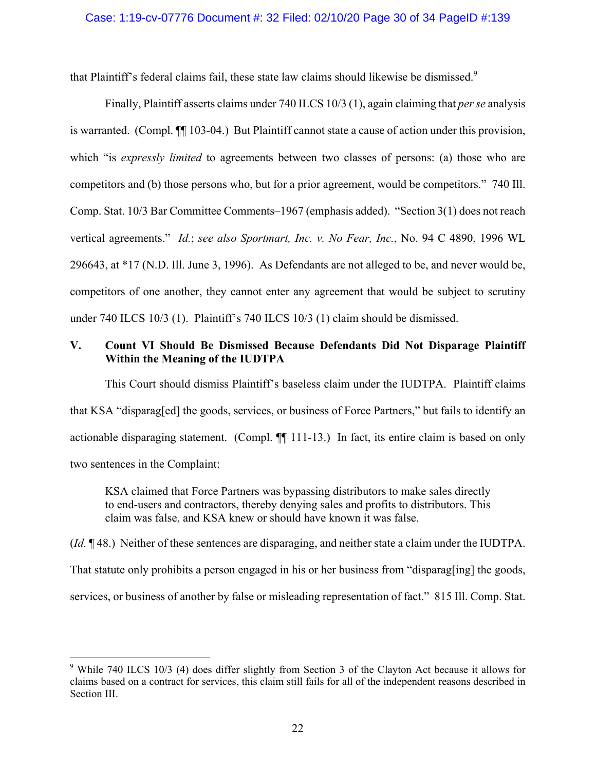that Plaintiff's federal claims fail, these state law claims should likewise be dismissed.[9]

Finally, Plaintiff asserts claims under 740 ILCS 10/3 (1), again claiming that *per se* analysis is warranted. (Compl. ¶¶ 103-04.) But Plaintiff cannot state a cause of action under this provision, which "is *expressly limited* to agreements between two classes of persons: (a) those who are competitors and (b) those persons who, but for a prior agreement, would be competitors." 740 Ill. Comp. Stat. 10/3 Bar Committee Comments–1967 (emphasis added). "Section 3(1) does not reach vertical agreements." *Id.*; *see also Sportmart, Inc. v. No Fear, Inc.*, No. 94 C 4890, 1996 WL 296643, at *17 (N.D. Ill. June 3, 1996). As Defendants are not alleged to be, and never would be, competitors of one another, they cannot enter any agreement that would be subject to scrutiny under 740 ILCS 10/3 (1). Plaintiff's 740 ILCS 10/3 (1) claim should be dismissed.

## V. Count VI Should Be Dismissed Because Defendants Did Not Disparage Plaintiff Within the Meaning of the IUDTPA

This Court should dismiss Plaintiff's baseless claim under the IUDTPA. Plaintiff claims that KSA "disparag[ed] the goods, services, or business of Force Partners," but fails to identify an actionable disparaging statement. (Compl. ¶¶ 111-13.) In fact, its entire claim is based on only two sentences in the Complaint:

> KSA claimed that Force Partners was bypassing distributors to make sales directly to end-users and contractors, thereby denying sales and profits to distributors. This claim was false, and KSA knew or should have known it was false.

(*Id.* ¶ 48.) Neither of these sentences are disparaging, and neither state a claim under the IUDTPA. That statute only prohibits a person engaged in his or her business from "disparag[ing] the goods, services, or business of another by false or misleading representation of fact." 815 Ill. Comp. Stat.

---

[9] While 740 ILCS 10/3 (4) does differ slightly from Section 3 of the Clayton Act because it allows for claims based on a contract for services, this claim still fails for all of the independent reasons described in Section III.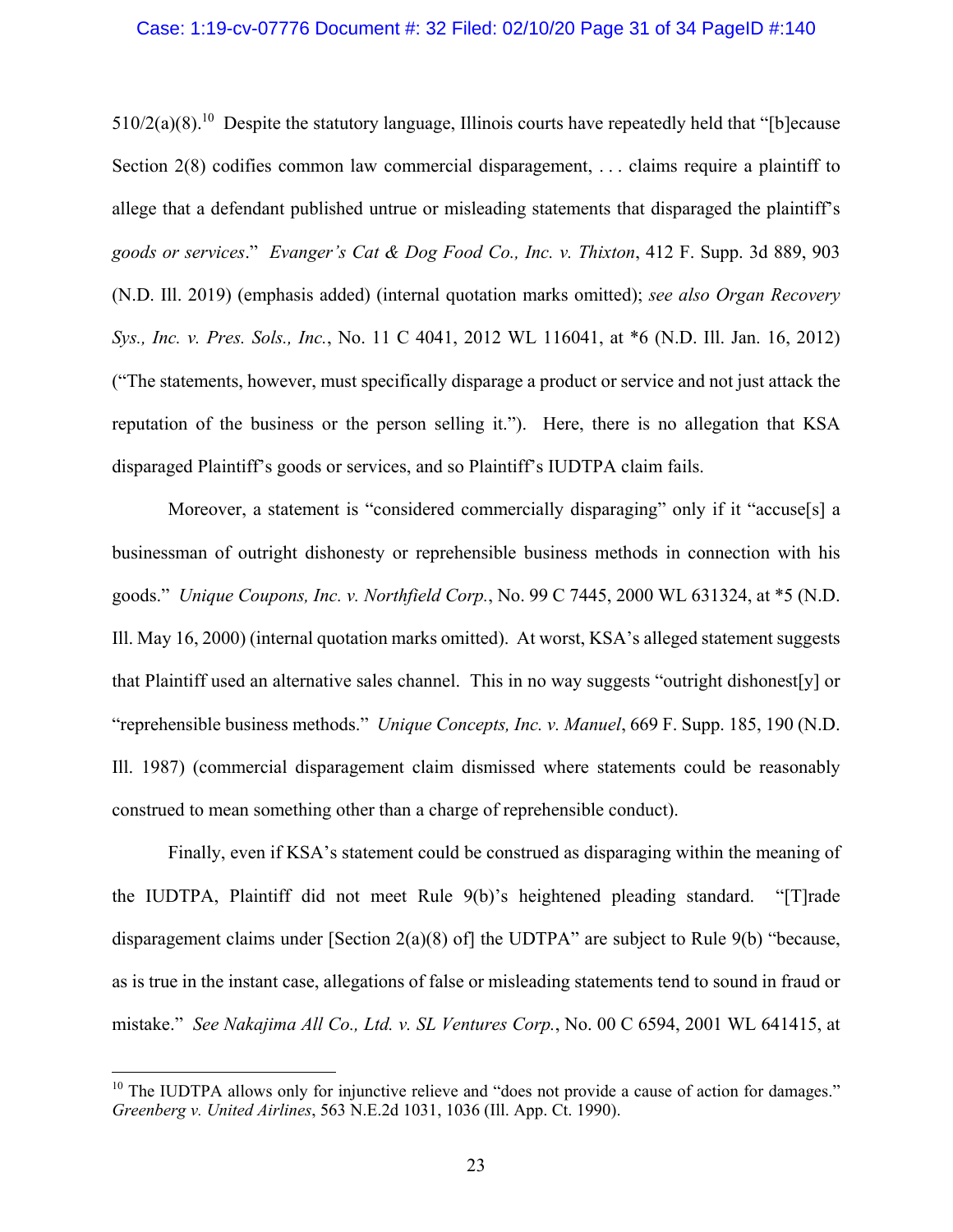510/2(a)(8).[10] Despite the statutory language, Illinois courts have repeatedly held that "[b]ecause Section 2(8) codifies common law commercial disparagement, . . . claims require a plaintiff to allege that a defendant published untrue or misleading statements that disparaged the plaintiff's *goods or services*." *Evanger's Cat & Dog Food Co., Inc. v. Thixton*, 412 F. Supp. 3d 889, 903 (N.D. Ill. 2019) (emphasis added) (internal quotation marks omitted); *see also Organ Recovery Sys., Inc. v. Pres. Sols., Inc.*, No. 11 C 4041, 2012 WL 116041, at *6 (N.D. Ill. Jan. 16, 2012) ("The statements, however, must specifically disparage a product or service and not just attack the reputation of the business or the person selling it."). Here, there is no allegation that KSA disparaged Plaintiff's goods or services, and so Plaintiff's IUDTPA claim fails.

Moreover, a statement is "considered commercially disparaging" only if it "accuse[s] a businessman of outright dishonesty or reprehensible business methods in connection with his goods." *Unique Coupons, Inc. v. Northfield Corp.*, No. 99 C 7445, 2000 WL 631324, at *5 (N.D. Ill. May 16, 2000) (internal quotation marks omitted). At worst, KSA's alleged statement suggests that Plaintiff used an alternative sales channel. This in no way suggests "outright dishonest[y] or "reprehensible business methods." *Unique Concepts, Inc. v. Manuel*, 669 F. Supp. 185, 190 (N.D. Ill. 1987) (commercial disparagement claim dismissed where statements could be reasonably construed to mean something other than a charge of reprehensible conduct).

Finally, even if KSA's statement could be construed as disparaging within the meaning of the IUDTPA, Plaintiff did not meet Rule 9(b)'s heightened pleading standard. "[T]rade disparagement claims under [Section 2(a)(8) of] the UDTPA" are subject to Rule 9(b) "because, as is true in the instant case, allegations of false or misleading statements tend to sound in fraud or mistake." *See Nakajima All Co., Ltd. v. SL Ventures Corp.*, No. 00 C 6594, 2001 WL 641415, at

---

[10] The IUDTPA allows only for injunctive relieve and "does not provide a cause of action for damages." *Greenberg v. United Airlines*, 563 N.E.2d 1031, 1036 (Ill. App. Ct. 1990).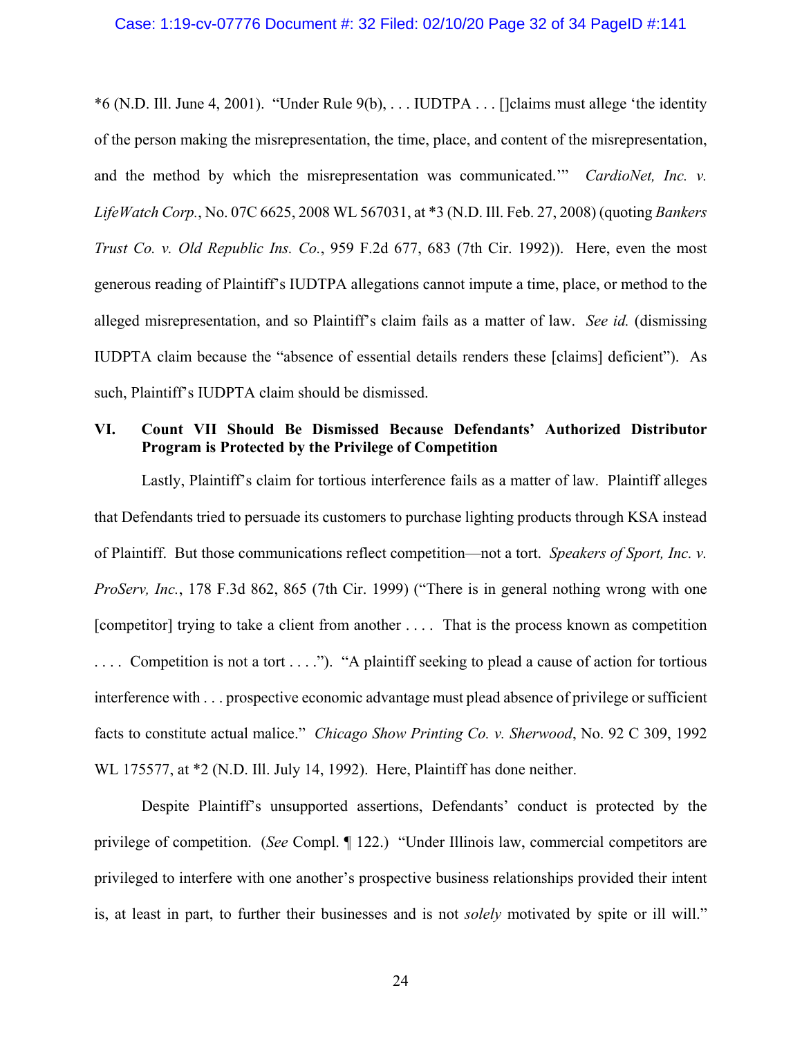*6 (N.D. Ill. June 4, 2001). "Under Rule 9(b), . . . IUDTPA . . . []claims must allege 'the identity of the person making the misrepresentation, the time, place, and content of the misrepresentation, and the method by which the misrepresentation was communicated.'" *CardioNet, Inc. v. LifeWatch Corp.*, No. 07C 6625, 2008 WL 567031, at *3 (N.D. Ill. Feb. 27, 2008) (quoting *Bankers Trust Co. v. Old Republic Ins. Co.*, 959 F.2d 677, 683 (7th Cir. 1992)). Here, even the most generous reading of Plaintiff's IUDTPA allegations cannot impute a time, place, or method to the alleged misrepresentation, and so Plaintiff's claim fails as a matter of law. *See id.* (dismissing IUDPTA claim because the "absence of essential details renders these [claims] deficient"). As such, Plaintiff's IUDPTA claim should be dismissed.

## VI. Count VII Should Be Dismissed Because Defendants' Authorized Distributor Program is Protected by the Privilege of Competition

Lastly, Plaintiff's claim for tortious interference fails as a matter of law. Plaintiff alleges that Defendants tried to persuade its customers to purchase lighting products through KSA instead of Plaintiff. But those communications reflect competition—not a tort. *Speakers of Sport, Inc. v. ProServ, Inc.*, 178 F.3d 862, 865 (7th Cir. 1999) ("There is in general nothing wrong with one [competitor] trying to take a client from another . . . . That is the process known as competition . . . . Competition is not a tort . . . ."). "A plaintiff seeking to plead a cause of action for tortious interference with . . . prospective economic advantage must plead absence of privilege or sufficient facts to constitute actual malice." *Chicago Show Printing Co. v. Sherwood*, No. 92 C 309, 1992 WL 175577, at *2 (N.D. Ill. July 14, 1992). Here, Plaintiff has done neither.

Despite Plaintiff's unsupported assertions, Defendants' conduct is protected by the privilege of competition. (*See* Compl. ¶ 122.) "Under Illinois law, commercial competitors are privileged to interfere with one another's prospective business relationships provided their intent is, at least in part, to further their businesses and is not *solely* motivated by spite or ill will."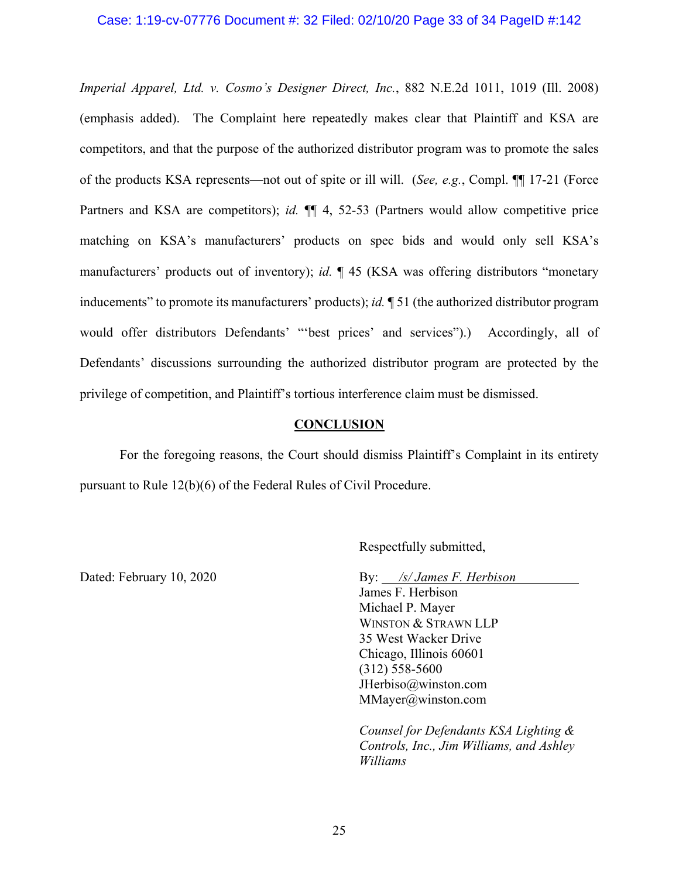*Imperial Apparel, Ltd. v. Cosmo's Designer Direct, Inc.*, 882 N.E.2d 1011, 1019 (Ill. 2008) (emphasis added). The Complaint here repeatedly makes clear that Plaintiff and KSA are competitors, and that the purpose of the authorized distributor program was to promote the sales of the products KSA represents—not out of spite or ill will. (*See, e.g.*, Compl. ¶¶ 17-21 (Force Partners and KSA are competitors); *id.* ¶¶ 4, 52-53 (Partners would allow competitive price matching on KSA's manufacturers' products on spec bids and would only sell KSA's manufacturers' products out of inventory); *id.* ¶ 45 (KSA was offering distributors "monetary inducements" to promote its manufacturers' products); *id.* ¶ 51 (the authorized distributor program would offer distributors Defendants' "'best prices' and services").) Accordingly, all of Defendants' discussions surrounding the authorized distributor program are protected by the privilege of competition, and Plaintiff's tortious interference claim must be dismissed.

## CONCLUSION

For the foregoing reasons, the Court should dismiss Plaintiff's Complaint in its entirety pursuant to Rule 12(b)(6) of the Federal Rules of Civil Procedure.

Respectfully submitted,

Dated: February 10, 2020

By: *<u>/s/ James F. Herbison</u>*
James F. Herbison
Michael P. Mayer
WINSTON & STRAWN LLP
35 West Wacker Drive
Chicago, Illinois 60601
(312) 558-5600
JHerbiso@winston.com
MMayer@winston.com

*Counsel for Defendants KSA Lighting & Controls, Inc., Jim Williams, and Ashley Williams*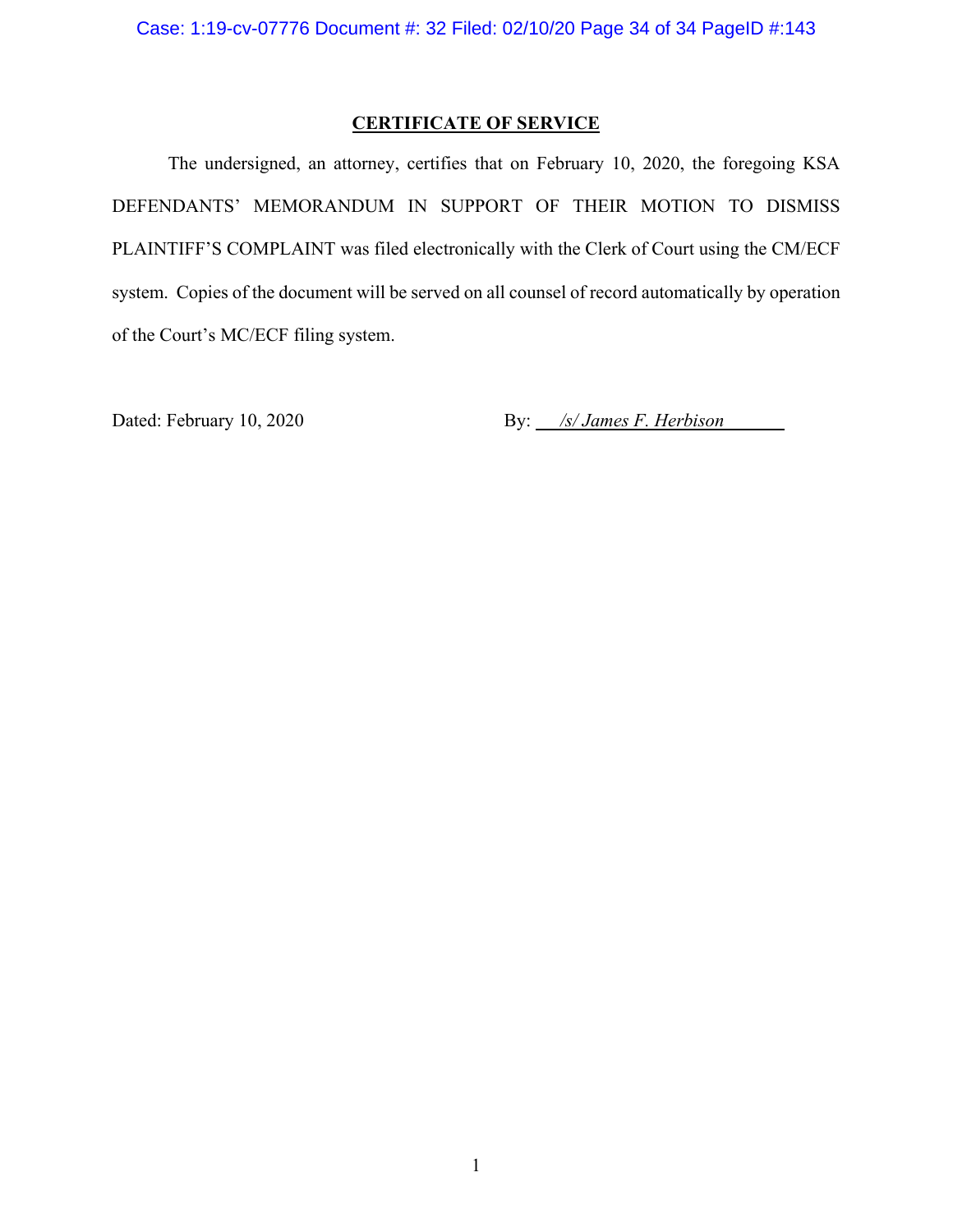## CERTIFICATE OF SERVICE

The undersigned, an attorney, certifies that on February 10, 2020, the foregoing KSA DEFENDANTS' MEMORANDUM IN SUPPORT OF THEIR MOTION TO DISMISS PLAINTIFF'S COMPLAINT was filed electronically with the Clerk of Court using the CM/ECF system. Copies of the document will be served on all counsel of record automatically by operation of the Court's MC/ECF filing system.

Dated: February 10, 2020

By: *\/s/ James F. Herbison*